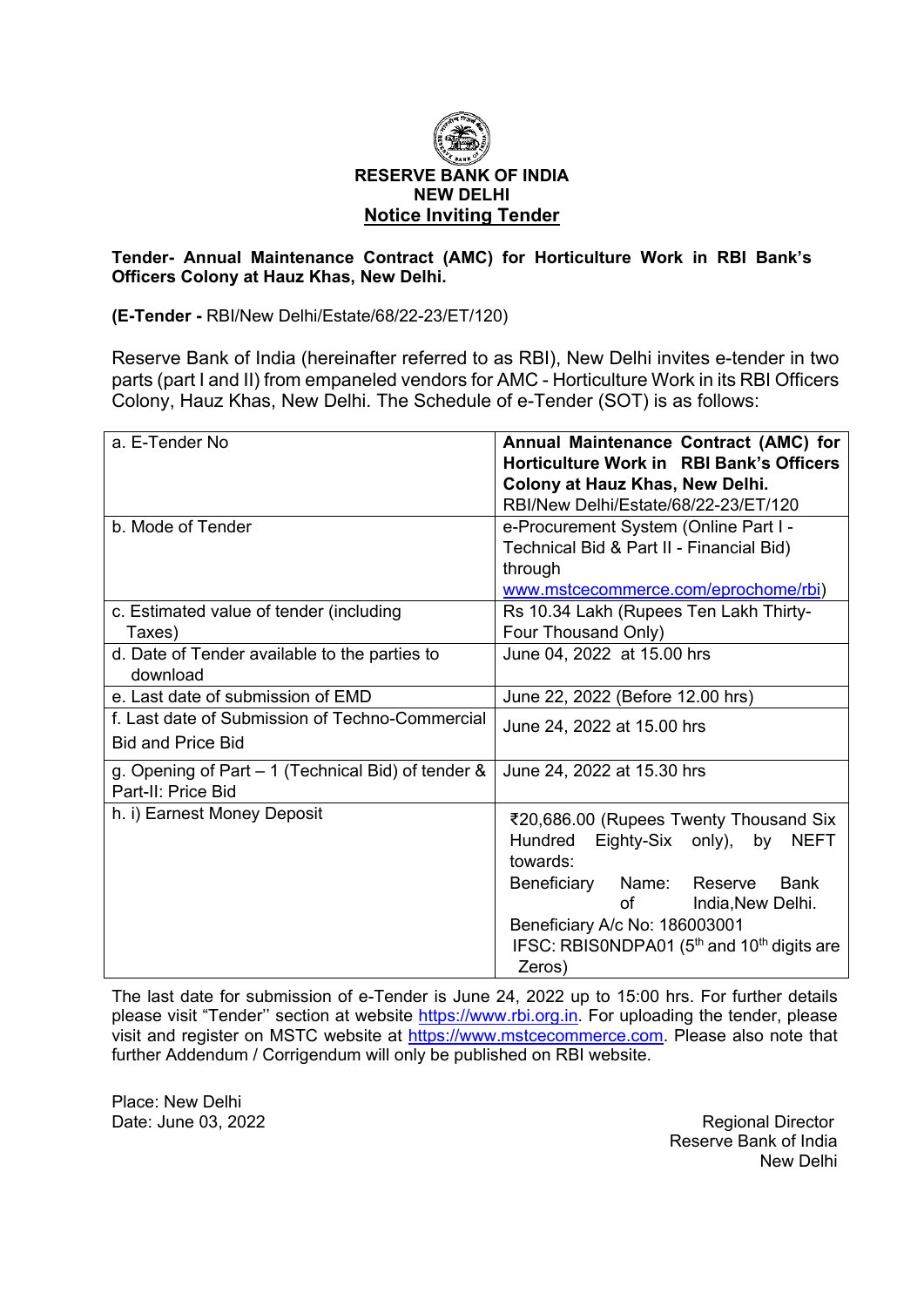# RESERVE BANK OF INDIA
## NEW DELHI
## Notice Inviting Tender

**Tender- Annual Maintenance Contract (AMC) for Horticulture Work in RBI Bank's Officers Colony at Hauz Khas, New Delhi.**

**(E-Tender -** RBI/New Delhi/Estate/68/22-23/ET/120)

Reserve Bank of India (hereinafter referred to as RBI), New Delhi invites e-tender in two parts (part I and II) from empaneled vendors for AMC - Horticulture Work in its RBI Officers Colony, Hauz Khas, New Delhi. The Schedule of e-Tender (SOT) is as follows:

| | |
|---|---|
| a. E-Tender No | **Annual Maintenance Contract (AMC) for Horticulture Work in RBI Bank's Officers Colony at Hauz Khas, New Delhi.** RBI/New Delhi/Estate/68/22-23/ET/120 |
| b. Mode of Tender | e-Procurement System (Online Part I - Technical Bid & Part II - Financial Bid) through www.mstcecommerce.com/eprochome/rbi) |
| c. Estimated value of tender (including Taxes) | Rs 10.34 Lakh (Rupees Ten Lakh Thirty-Four Thousand Only) |
| d. Date of Tender available to the parties to download | June 04, 2022 at 15.00 hrs |
| e. Last date of submission of EMD | June 22, 2022 (Before 12.00 hrs) |
| f. Last date of Submission of Techno-Commercial Bid and Price Bid | June 24, 2022 at 15.00 hrs |
| g. Opening of Part – 1 (Technical Bid) of tender & Part-II: Price Bid | June 24, 2022 at 15.30 hrs |
| h. i) Earnest Money Deposit | ₹20,686.00 (Rupees Twenty Thousand Six Hundred Eighty-Six only), by NEFT towards: Beneficiary Name: Reserve Bank of India,New Delhi. Beneficiary A/c No: 186003001 IFSC: RBIS0NDPA01 (5th and 10th digits are Zeros) |

The last date for submission of e-Tender is June 24, 2022 up to 15:00 hrs. For further details please visit "Tender'' section at website https://www.rbi.org.in. For uploading the tender, please visit and register on MSTC website at https://www.mstcecommerce.com. Please also note that further Addendum / Corrigendum will only be published on RBI website.

Place: New Delhi
Date: June 03, 2022

Regional Director
Reserve Bank of India
New Delhi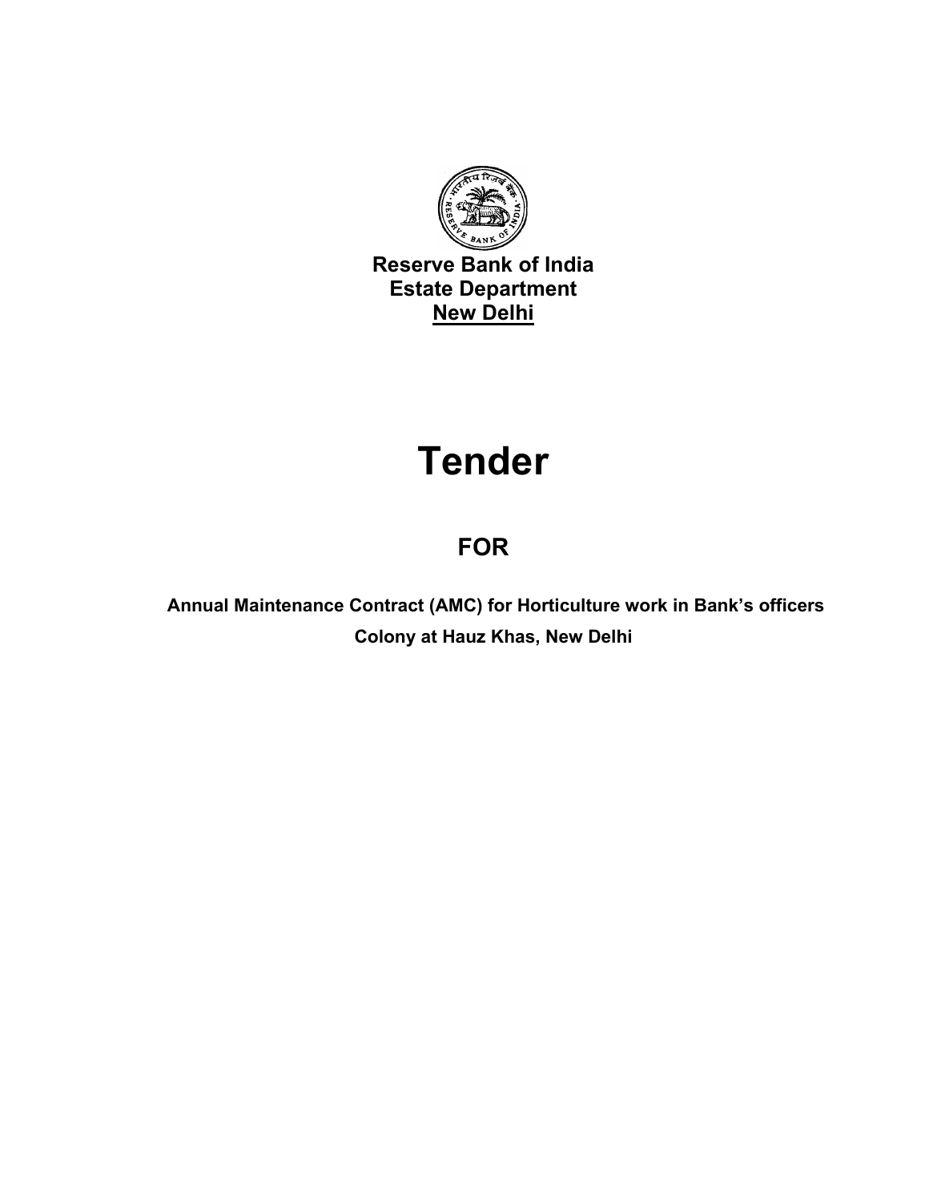**Reserve Bank of India**
**Estate Department**
**New Delhi**

# Tender

## FOR

**Annual Maintenance Contract (AMC) for Horticulture work in Bank's officers Colony at Hauz Khas, New Delhi**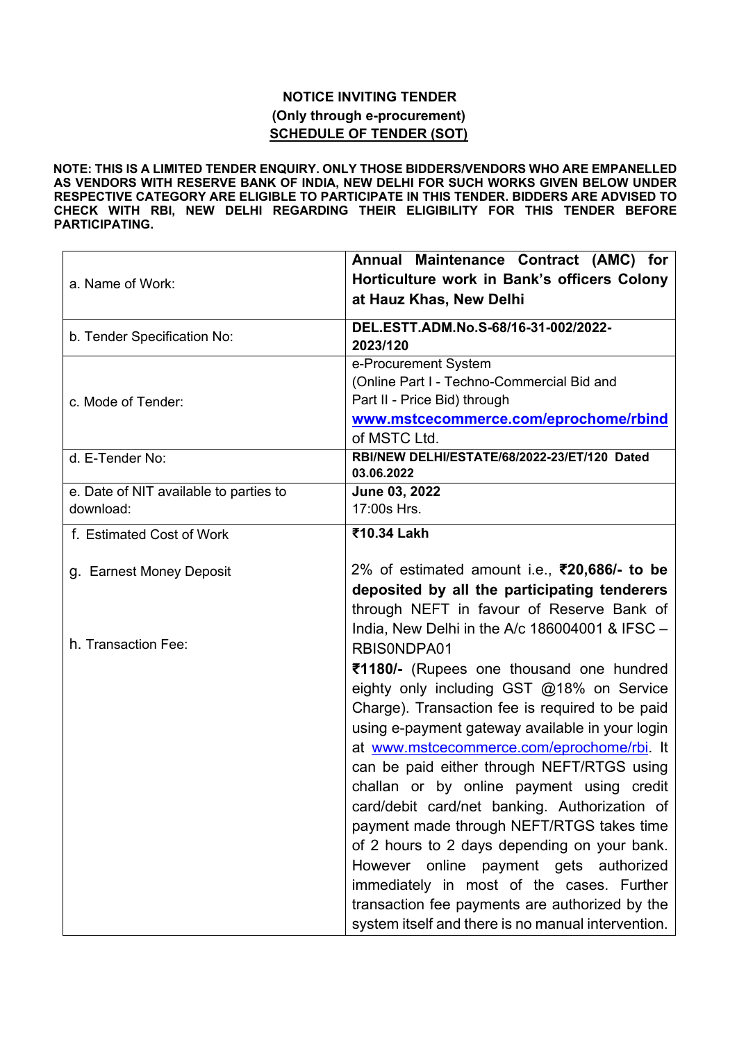**NOTICE INVITING TENDER**

**(Only through e-procurement)**

**SCHEDULE OF TENDER (SOT)**

**NOTE: THIS IS A LIMITED TENDER ENQUIRY. ONLY THOSE BIDDERS/VENDORS WHO ARE EMPANELLED AS VENDORS WITH RESERVE BANK OF INDIA, NEW DELHI FOR SUCH WORKS GIVEN BELOW UNDER RESPECTIVE CATEGORY ARE ELIGIBLE TO PARTICIPATE IN THIS TENDER. BIDDERS ARE ADVISED TO CHECK WITH RBI, NEW DELHI REGARDING THEIR ELIGIBILITY FOR THIS TENDER BEFORE PARTICIPATING.**

| | |
|---|---|
| a. Name of Work: | **Annual Maintenance Contract (AMC) for Horticulture work in Bank's officers Colony at Hauz Khas, New Delhi** |
| b. Tender Specification No: | **DEL.ESTT.ADM.No.S-68/16-31-002/2022-2023/120** |
| c. Mode of Tender: | e-Procurement System (Online Part I - Techno-Commercial Bid and Part II - Price Bid) through **www.mstcecommerce.com/eprochome/rbind** of MSTC Ltd. |
| d. E-Tender No: | **RBI/NEW DELHI/ESTATE/68/2022-23/ET/120 Dated 03.06.2022** |
| e. Date of NIT available to parties to download: | **June 03, 2022** 17:00s Hrs. |
| f. Estimated Cost of Work<br><br>g. Earnest Money Deposit<br><br>h. Transaction Fee: | **₹10.34 Lakh**<br><br>2% of estimated amount i.e., **₹20,686/- to be deposited by all the participating tenderers** through NEFT in favour of Reserve Bank of India, New Delhi in the A/c 186004001 & IFSC – RBIS0NDPA01<br>**₹1180/-** (Rupees one thousand one hundred eighty only including GST @18% on Service Charge). Transaction fee is required to be paid using e-payment gateway available in your login at www.mstcecommerce.com/eprochome/rbi. It can be paid either through NEFT/RTGS using challan or by online payment using credit card/debit card/net banking. Authorization of payment made through NEFT/RTGS takes time of 2 hours to 2 days depending on your bank. However online payment gets authorized immediately in most of the cases. Further transaction fee payments are authorized by the system itself and there is no manual intervention. |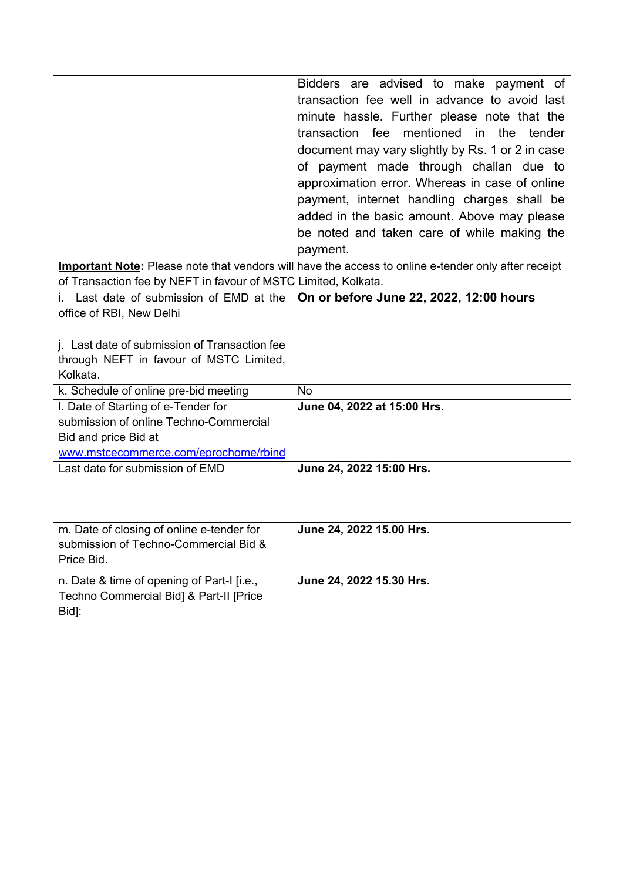| | |
|---|---|
| | Bidders are advised to make payment of transaction fee well in advance to avoid last minute hassle. Further please note that the transaction fee mentioned in the tender document may vary slightly by Rs. 1 or 2 in case of payment made through challan due to approximation error. Whereas in case of online payment, internet handling charges shall be added in the basic amount. Above may please be noted and taken care of while making the payment. |
| **Important Note:** Please note that vendors will have the access to online e-tender only after receipt of Transaction fee by NEFT in favour of MSTC Limited, Kolkata. | |
| i. Last date of submission of EMD at the office of RBI, New Delhi<br><br>j. Last date of submission of Transaction fee through NEFT in favour of MSTC Limited, Kolkata. | **On or before June 22, 2022, 12:00 hours** |
| k. Schedule of online pre-bid meeting | No |
| l. Date of Starting of e-Tender for submission of online Techno-Commercial Bid and price Bid at www.mstcecommerce.com/eprochome/rbind | **June 04, 2022 at 15:00 Hrs.** |
| Last date for submission of EMD | **June 24, 2022 15:00 Hrs.** |
| m. Date of closing of online e-tender for submission of Techno-Commercial Bid & Price Bid. | **June 24, 2022 15.00 Hrs.** |
| n. Date & time of opening of Part-I [i.e., Techno Commercial Bid] & Part-II [Price Bid]: | **June 24, 2022 15.30 Hrs.** |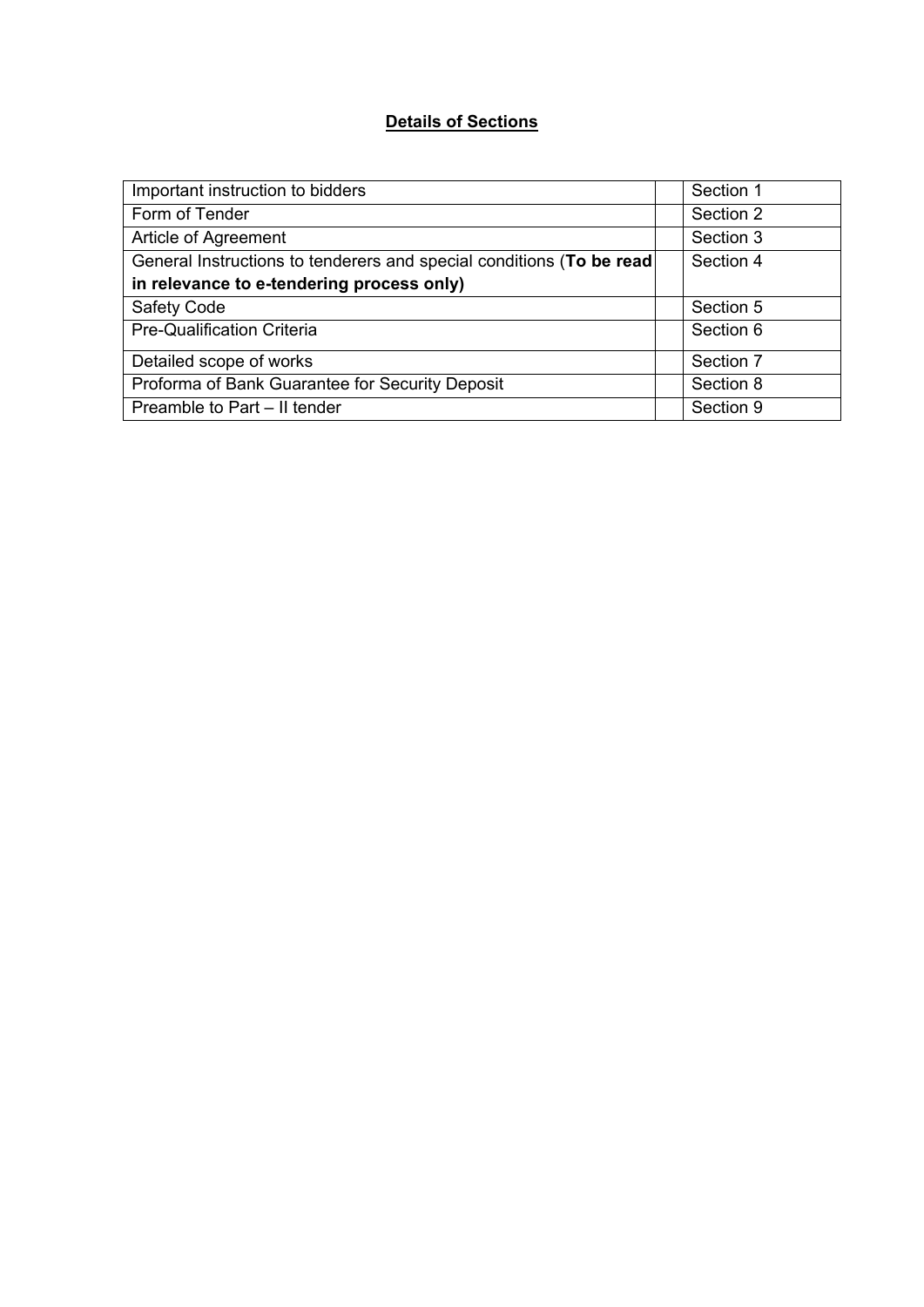**Details of Sections**

| Important instruction to bidders | | Section 1 |
|---|---|---|
| Form of Tender | | Section 2 |
| Article of Agreement | | Section 3 |
| General Instructions to tenderers and special conditions (**To be read in relevance to e-tendering process only)** | | Section 4 |
| Safety Code | | Section 5 |
| Pre-Qualification Criteria | | Section 6 |
| Detailed scope of works | | Section 7 |
| Proforma of Bank Guarantee for Security Deposit | | Section 8 |
| Preamble to Part – II tender | | Section 9 |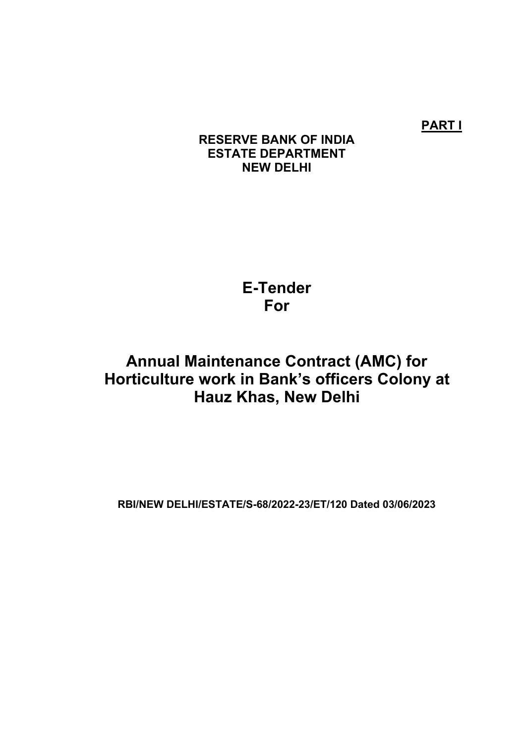**PART I**

**RESERVE BANK OF INDIA**
**ESTATE DEPARTMENT**
**NEW DELHI**

# E-Tender For

# Annual Maintenance Contract (AMC) for Horticulture work in Bank's officers Colony at Hauz Khas, New Delhi

**RBI/NEW DELHI/ESTATE/S-68/2022-23/ET/120 Dated 03/06/2023**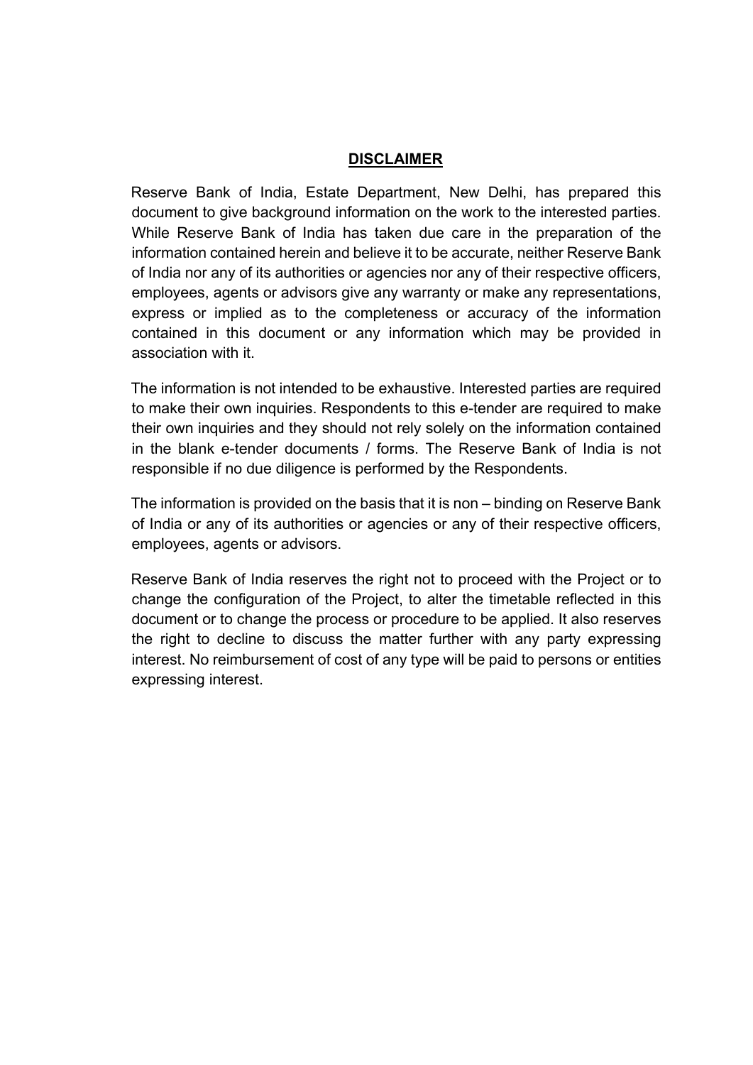## **DISCLAIMER**

Reserve Bank of India, Estate Department, New Delhi, has prepared this document to give background information on the work to the interested parties. While Reserve Bank of India has taken due care in the preparation of the information contained herein and believe it to be accurate, neither Reserve Bank of India nor any of its authorities or agencies nor any of their respective officers, employees, agents or advisors give any warranty or make any representations, express or implied as to the completeness or accuracy of the information contained in this document or any information which may be provided in association with it.

The information is not intended to be exhaustive. Interested parties are required to make their own inquiries. Respondents to this e-tender are required to make their own inquiries and they should not rely solely on the information contained in the blank e-tender documents / forms. The Reserve Bank of India is not responsible if no due diligence is performed by the Respondents.

The information is provided on the basis that it is non – binding on Reserve Bank of India or any of its authorities or agencies or any of their respective officers, employees, agents or advisors.

Reserve Bank of India reserves the right not to proceed with the Project or to change the configuration of the Project, to alter the timetable reflected in this document or to change the process or procedure to be applied. It also reserves the right to decline to discuss the matter further with any party expressing interest. No reimbursement of cost of any type will be paid to persons or entities expressing interest.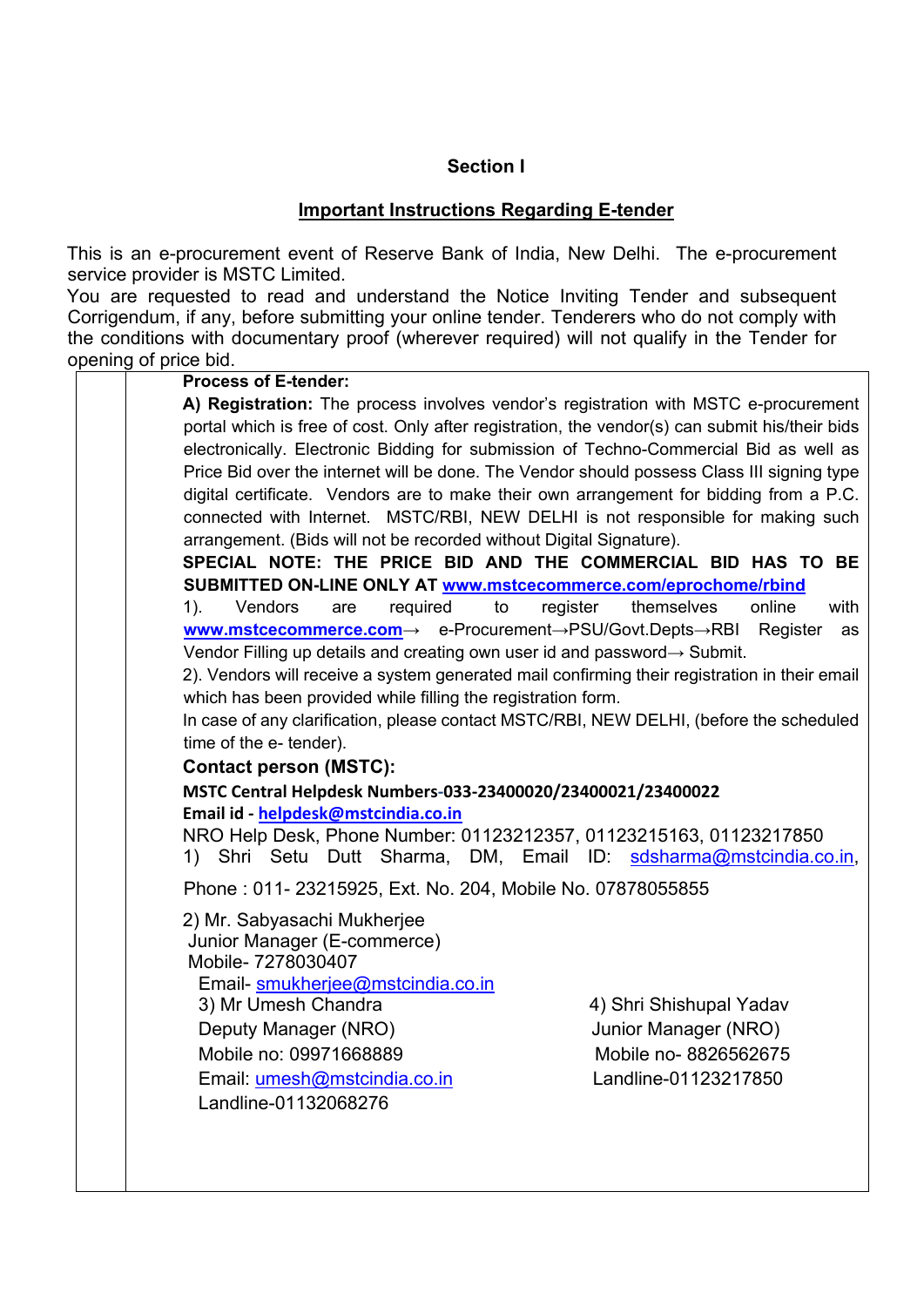## Section I

### Important Instructions Regarding E-tender

This is an e-procurement event of Reserve Bank of India, New Delhi. The e-procurement service provider is MSTC Limited.

You are requested to read and understand the Notice Inviting Tender and subsequent Corrigendum, if any, before submitting your online tender. Tenderers who do not comply with the conditions with documentary proof (wherever required) will not qualify in the Tender for opening of price bid.

**Process of E-tender:**

**A) Registration:** The process involves vendor's registration with MSTC e-procurement portal which is free of cost. Only after registration, the vendor(s) can submit his/their bids electronically. Electronic Bidding for submission of Techno-Commercial Bid as well as Price Bid over the internet will be done. The Vendor should possess Class III signing type digital certificate. Vendors are to make their own arrangement for bidding from a P.C. connected with Internet. MSTC/RBI, NEW DELHI is not responsible for making such arrangement. (Bids will not be recorded without Digital Signature).

**SPECIAL NOTE: THE PRICE BID AND THE COMMERCIAL BID HAS TO BE SUBMITTED ON-LINE ONLY AT www.mstcecommerce.com/eprochome/rbind**

1). Vendors are required to register themselves online with **www.mstcecommerce.com**→ e-Procurement→PSU/Govt.Depts→RBI Register as Vendor Filling up details and creating own user id and password→ Submit.

2). Vendors will receive a system generated mail confirming their registration in their email which has been provided while filling the registration form.

In case of any clarification, please contact MSTC/RBI, NEW DELHI, (before the scheduled time of the e- tender).

**Contact person (MSTC):**

**MSTC Central Helpdesk Numbers-033-23400020/23400021/23400022**

**Email id - helpdesk@mstcindia.co.in**

NRO Help Desk, Phone Number: 01123212357, 01123215163, 01123217850

1) Shri Setu Dutt Sharma, DM, Email ID: sdsharma@mstcindia.co.in,

Phone : 011- 23215925, Ext. No. 204, Mobile No. 07878055855

2) Mr. Sabyasachi Mukherjee
Junior Manager (E-commerce)
Mobile- 7278030407
Email- smukherjee@mstcindia.co.in

3) Mr Umesh Chandra
Deputy Manager (NRO)
Mobile no: 09971668889
Email: umesh@mstcindia.co.in
Landline-01132068276

4) Shri Shishupal Yadav
Junior Manager (NRO)
Mobile no- 8826562675
Landline-01123217850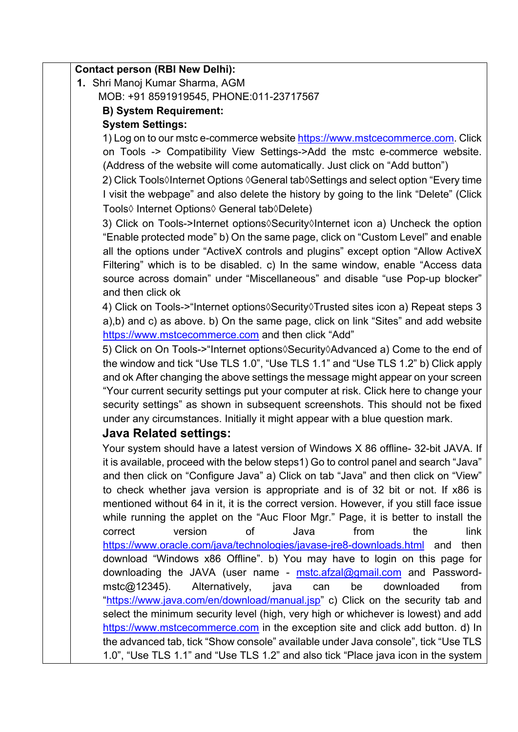**Contact person (RBI New Delhi):**

1. Shri Manoj Kumar Sharma, AGM
   MOB: +91 8591919545, PHONE:011-23717567

**B) System Requirement:**

**System Settings:**

1) Log on to our mstc e-commerce website https://www.mstcecommerce.com. Click on Tools -> Compatibility View Settings->Add the mstc e-commerce website. (Address of the website will come automatically. Just click on "Add button")

2) Click Tools◊Internet Options ◊General tab◊Settings and select option "Every time I visit the webpage" and also delete the history by going to the link "Delete" (Click Tools◊ Internet Options◊ General tab◊Delete)

3) Click on Tools->Internet options◊Security◊Internet icon a) Uncheck the option "Enable protected mode" b) On the same page, click on "Custom Level" and enable all the options under "ActiveX controls and plugins" except option "Allow ActiveX Filtering" which is to be disabled. c) In the same window, enable "Access data source across domain" under "Miscellaneous" and disable "use Pop-up blocker" and then click ok

4) Click on Tools->"Internet options◊Security◊Trusted sites icon a) Repeat steps 3 a),b) and c) as above. b) On the same page, click on link "Sites" and add website https://www.mstcecommerce.com and then click "Add"

5) Click on On Tools->"Internet options◊Security◊Advanced a) Come to the end of the window and tick "Use TLS 1.0", "Use TLS 1.1" and "Use TLS 1.2" b) Click apply and ok After changing the above settings the message might appear on your screen "Your current security settings put your computer at risk. Click here to change your security settings" as shown in subsequent screenshots. This should not be fixed under any circumstances. Initially it might appear with a blue question mark.

## Java Related settings:

Your system should have a latest version of Windows X 86 offline- 32-bit JAVA. If it is available, proceed with the below steps1) Go to control panel and search "Java" and then click on "Configure Java" a) Click on tab "Java" and then click on "View" to check whether java version is appropriate and is of 32 bit or not. If x86 is mentioned without 64 in it, it is the correct version. However, if you still face issue while running the applet on the "Auc Floor Mgr." Page, it is better to install the correct version of Java from the link https://www.oracle.com/java/technologies/javase-jre8-downloads.html and then download "Windows x86 Offline". b) You may have to login on this page for downloading the JAVA (user name - mstc.afzal@gmail.com and Password- mstc@12345). Alternatively, java can be downloaded from "https://www.java.com/en/download/manual.jsp" c) Click on the security tab and select the minimum security level (high, very high or whichever is lowest) and add https://www.mstcecommerce.com in the exception site and click add button. d) In the advanced tab, tick "Show console" available under Java console", tick "Use TLS 1.0", "Use TLS 1.1" and "Use TLS 1.2" and also tick "Place java icon in the system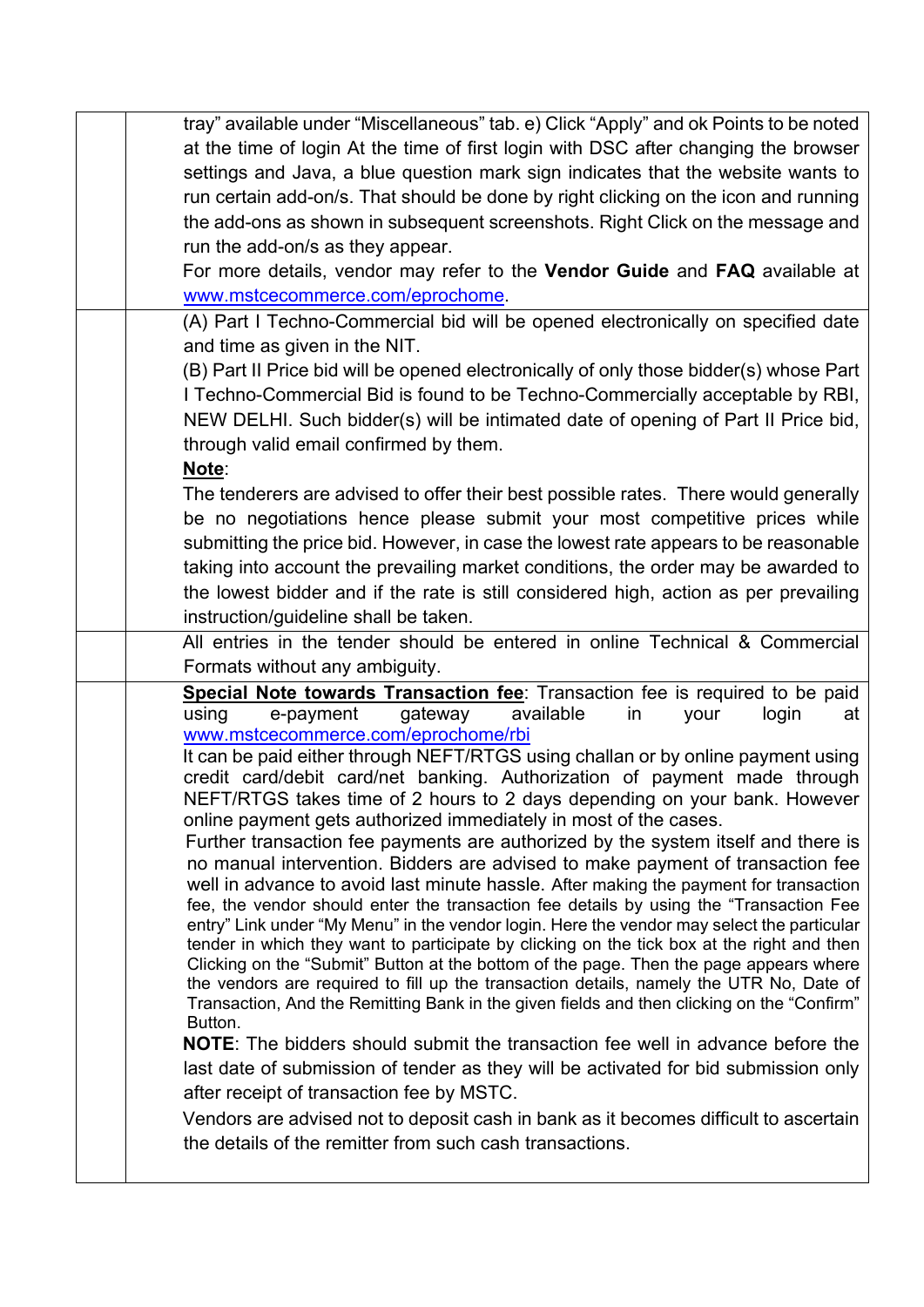| | |
|---|---|
| | tray" available under "Miscellaneous" tab. e) Click "Apply" and ok Points to be noted at the time of login At the time of first login with DSC after changing the browser settings and Java, a blue question mark sign indicates that the website wants to run certain add-on/s. That should be done by right clicking on the icon and running the add-ons as shown in subsequent screenshots. Right Click on the message and run the add-on/s as they appear.<br>For more details, vendor may refer to the **Vendor Guide** and **FAQ** available at www.mstcecommerce.com/eprochome. |
| | (A) Part I Techno-Commercial bid will be opened electronically on specified date and time as given in the NIT.<br>(B) Part II Price bid will be opened electronically of only those bidder(s) whose Part I Techno-Commercial Bid is found to be Techno-Commercially acceptable by RBI, NEW DELHI. Such bidder(s) will be intimated date of opening of Part II Price bid, through valid email confirmed by them.<br>**Note**:<br>The tenderers are advised to offer their best possible rates. There would generally be no negotiations hence please submit your most competitive prices while submitting the price bid. However, in case the lowest rate appears to be reasonable taking into account the prevailing market conditions, the order may be awarded to the lowest bidder and if the rate is still considered high, action as per prevailing instruction/guideline shall be taken. |
| | All entries in the tender should be entered in online Technical & Commercial Formats without any ambiguity. |
| | **Special Note towards Transaction fee**: Transaction fee is required to be paid using e-payment gateway available in your login at www.mstcecommerce.com/eprochome/rbi<br>It can be paid either through NEFT/RTGS using challan or by online payment using credit card/debit card/net banking. Authorization of payment made through NEFT/RTGS takes time of 2 hours to 2 days depending on your bank. However online payment gets authorized immediately in most of the cases.<br>Further transaction fee payments are authorized by the system itself and there is no manual intervention. Bidders are advised to make payment of transaction fee well in advance to avoid last minute hassle. After making the payment for transaction fee, the vendor should enter the transaction fee details by using the "Transaction Fee entry" Link under "My Menu" in the vendor login. Here the vendor may select the particular tender in which they want to participate by clicking on the tick box at the right and then Clicking on the "Submit" Button at the bottom of the page. Then the page appears where the vendors are required to fill up the transaction details, namely the UTR No, Date of Transaction, And the Remitting Bank in the given fields and then clicking on the "Confirm" Button.<br>**NOTE**: The bidders should submit the transaction fee well in advance before the last date of submission of tender as they will be activated for bid submission only after receipt of transaction fee by MSTC.<br>Vendors are advised not to deposit cash in bank as it becomes difficult to ascertain the details of the remitter from such cash transactions. |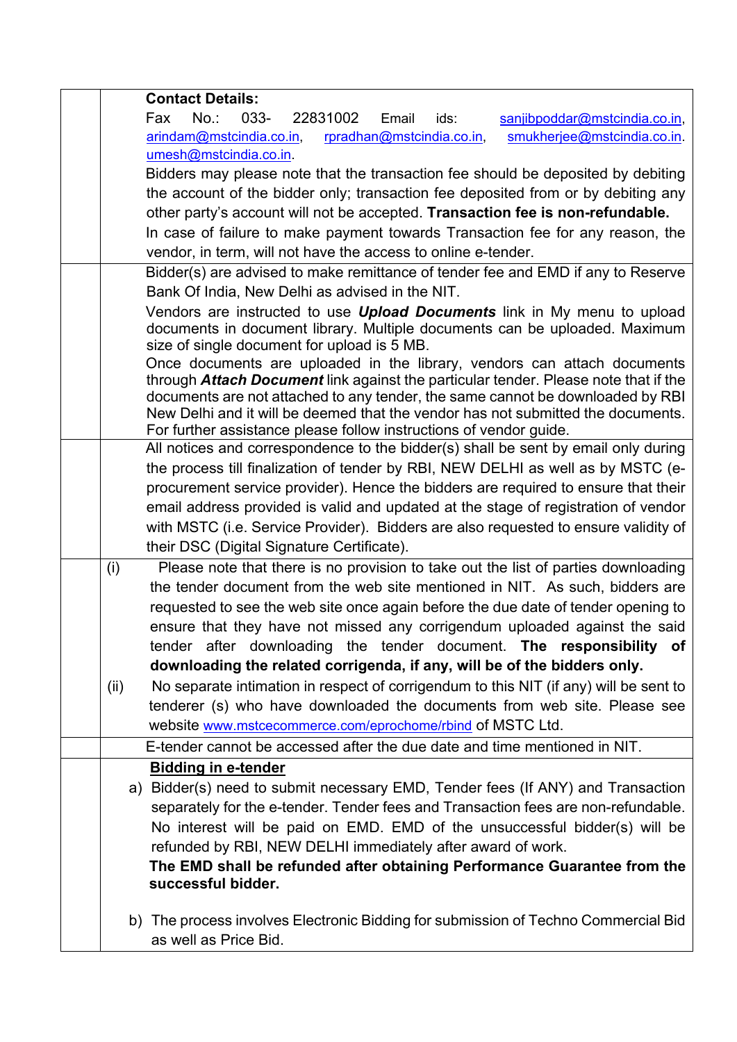| | |
|---|---|
| | **Contact Details:**<br>Fax No.: 033- 22831002 Email ids: sanjibpoddar@mstcindia.co.in, arindam@mstcindia.co.in, rpradhan@mstcindia.co.in, smukherjee@mstcindia.co.in. umesh@mstcindia.co.in.<br>Bidders may please note that the transaction fee should be deposited by debiting the account of the bidder only; transaction fee deposited from or by debiting any other party's account will not be accepted. **Transaction fee is non-refundable.**<br>In case of failure to make payment towards Transaction fee for any reason, the vendor, in term, will not have the access to online e-tender. |
| | Bidder(s) are advised to make remittance of tender fee and EMD if any to Reserve Bank Of India, New Delhi as advised in the NIT.<br>Vendors are instructed to use ***Upload Documents*** link in My menu to upload documents in document library. Multiple documents can be uploaded. Maximum size of single document for upload is 5 MB.<br>Once documents are uploaded in the library, vendors can attach documents through ***Attach Document*** link against the particular tender. Please note that if the documents are not attached to any tender, the same cannot be downloaded by RBI New Delhi and it will be deemed that the vendor has not submitted the documents. For further assistance please follow instructions of vendor guide. |
| | All notices and correspondence to the bidder(s) shall be sent by email only during the process till finalization of tender by RBI, NEW DELHI as well as by MSTC (e-procurement service provider). Hence the bidders are required to ensure that their email address provided is valid and updated at the stage of registration of vendor with MSTC (i.e. Service Provider). Bidders are also requested to ensure validity of their DSC (Digital Signature Certificate). |
| | (i) Please note that there is no provision to take out the list of parties downloading the tender document from the web site mentioned in NIT. As such, bidders are requested to see the web site once again before the due date of tender opening to ensure that they have not missed any corrigendum uploaded against the said tender after downloading the tender document. **The responsibility of downloading the related corrigenda, if any, will be of the bidders only.**<br>(ii) No separate intimation in respect of corrigendum to this NIT (if any) will be sent to tenderer (s) who have downloaded the documents from web site. Please see website www.mstcecommerce.com/eprochome/rbind of MSTC Ltd. |
| | E-tender cannot be accessed after the due date and time mentioned in NIT. |
| | **Bidding in e-tender**<br>a) Bidder(s) need to submit necessary EMD, Tender fees (If ANY) and Transaction separately for the e-tender. Tender fees and Transaction fees are non-refundable. No interest will be paid on EMD. EMD of the unsuccessful bidder(s) will be refunded by RBI, NEW DELHI immediately after award of work.<br>**The EMD shall be refunded after obtaining Performance Guarantee from the successful bidder.**<br>b) The process involves Electronic Bidding for submission of Techno Commercial Bid as well as Price Bid. |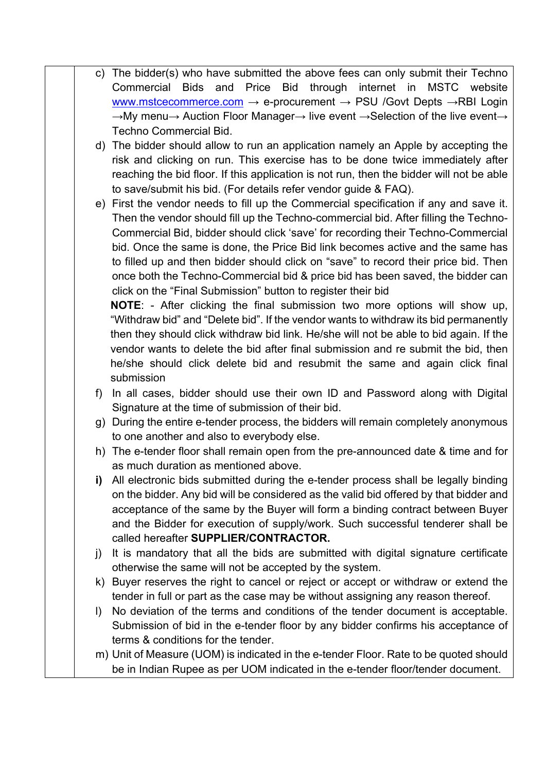c) The bidder(s) who have submitted the above fees can only submit their Techno Commercial Bids and Price Bid through internet in MSTC website [www.mstcecommerce.com](http://www.mstcecommerce.com) → e-procurement → PSU /Govt Depts →RBI Login →My menu→ Auction Floor Manager→ live event →Selection of the live event→ Techno Commercial Bid.

d) The bidder should allow to run an application namely an Apple by accepting the risk and clicking on run. This exercise has to be done twice immediately after reaching the bid floor. If this application is not run, then the bidder will not be able to save/submit his bid. (For details refer vendor guide & FAQ).

e) First the vendor needs to fill up the Commercial specification if any and save it. Then the vendor should fill up the Techno-commercial bid. After filling the Techno-Commercial Bid, bidder should click 'save' for recording their Techno-Commercial bid. Once the same is done, the Price Bid link becomes active and the same has to filled up and then bidder should click on "save" to record their price bid. Then once both the Techno-Commercial bid & price bid has been saved, the bidder can click on the "Final Submission" button to register their bid

   **NOTE**: - After clicking the final submission two more options will show up, "Withdraw bid" and "Delete bid". If the vendor wants to withdraw its bid permanently then they should click withdraw bid link. He/she will not be able to bid again. If the vendor wants to delete the bid after final submission and re submit the bid, then he/she should click delete bid and resubmit the same and again click final submission

f) In all cases, bidder should use their own ID and Password along with Digital Signature at the time of submission of their bid.

g) During the entire e-tender process, the bidders will remain completely anonymous to one another and also to everybody else.

h) The e-tender floor shall remain open from the pre-announced date & time and for as much duration as mentioned above.

**i)** All electronic bids submitted during the e-tender process shall be legally binding on the bidder. Any bid will be considered as the valid bid offered by that bidder and acceptance of the same by the Buyer will form a binding contract between Buyer and the Bidder for execution of supply/work. Such successful tenderer shall be called hereafter **SUPPLIER/CONTRACTOR.**

j) It is mandatory that all the bids are submitted with digital signature certificate otherwise the same will not be accepted by the system.

k) Buyer reserves the right to cancel or reject or accept or withdraw or extend the tender in full or part as the case may be without assigning any reason thereof.

l) No deviation of the terms and conditions of the tender document is acceptable. Submission of bid in the e-tender floor by any bidder confirms his acceptance of terms & conditions for the tender.

m) Unit of Measure (UOM) is indicated in the e-tender Floor. Rate to be quoted should be in Indian Rupee as per UOM indicated in the e-tender floor/tender document.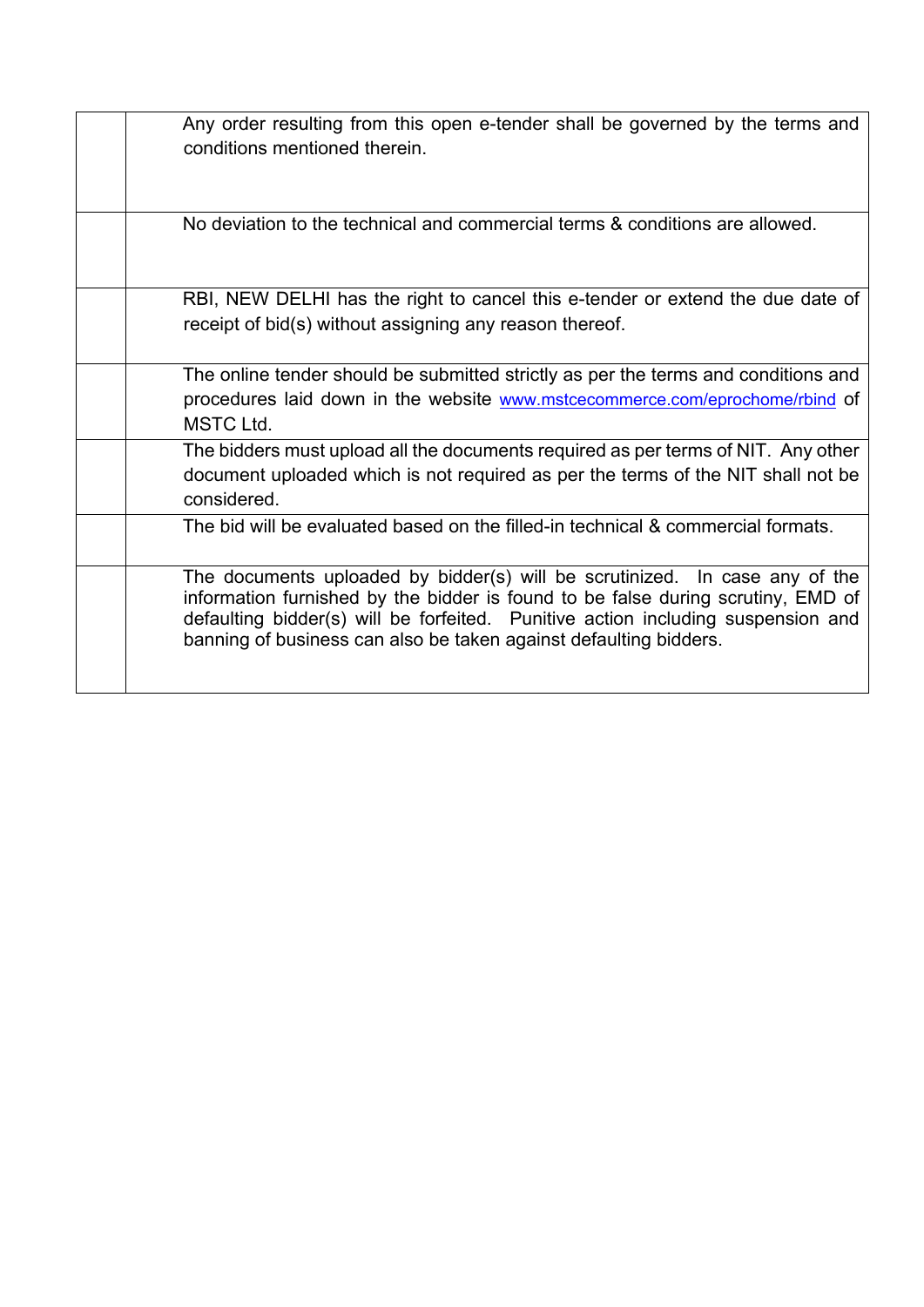| | |
|---|---|
| | Any order resulting from this open e-tender shall be governed by the terms and conditions mentioned therein. |
| | No deviation to the technical and commercial terms & conditions are allowed. |
| | RBI, NEW DELHI has the right to cancel this e-tender or extend the due date of receipt of bid(s) without assigning any reason thereof. |
| | The online tender should be submitted strictly as per the terms and conditions and procedures laid down in the website www.mstcecommerce.com/eprochome/rbind of MSTC Ltd. |
| | The bidders must upload all the documents required as per terms of NIT. Any other document uploaded which is not required as per the terms of the NIT shall not be considered. |
| | The bid will be evaluated based on the filled-in technical & commercial formats. |
| | The documents uploaded by bidder(s) will be scrutinized. In case any of the information furnished by the bidder is found to be false during scrutiny, EMD of defaulting bidder(s) will be forfeited. Punitive action including suspension and banning of business can also be taken against defaulting bidders. |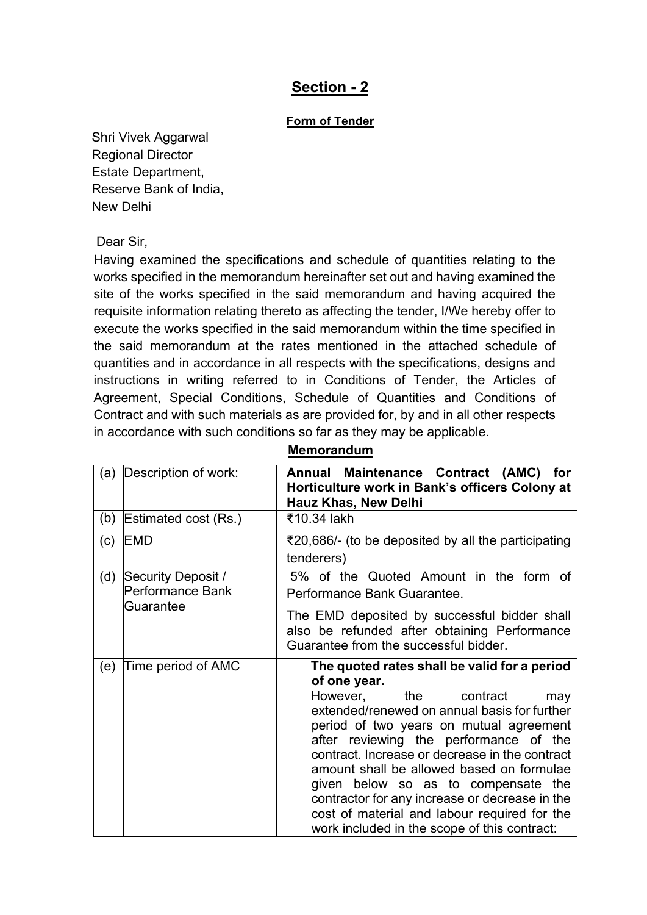## Section - 2

**Form of Tender**

Shri Vivek Aggarwal
Regional Director
Estate Department,
Reserve Bank of India,
New Delhi

Dear Sir,

Having examined the specifications and schedule of quantities relating to the works specified in the memorandum hereinafter set out and having examined the site of the works specified in the said memorandum and having acquired the requisite information relating thereto as affecting the tender, I/We hereby offer to execute the works specified in the said memorandum within the time specified in the said memorandum at the rates mentioned in the attached schedule of quantities and in accordance in all respects with the specifications, designs and instructions in writing referred to in Conditions of Tender, the Articles of Agreement, Special Conditions, Schedule of Quantities and Conditions of Contract and with such materials as are provided for, by and in all other respects in accordance with such conditions so far as they may be applicable.

**Memorandum**

| | | |
|---|---|---|
| (a) | Description of work: | **Annual Maintenance Contract (AMC) for Horticulture work in Bank's officers Colony at Hauz Khas, New Delhi** |
| (b) | Estimated cost (Rs.) | ₹10.34 lakh |
| (c) | EMD | ₹20,686/- (to be deposited by all the participating tenderers) |
| (d) | Security Deposit / Performance Bank Guarantee | 5% of the Quoted Amount in the form of Performance Bank Guarantee.<br><br>The EMD deposited by successful bidder shall also be refunded after obtaining Performance Guarantee from the successful bidder. |
| (e) | Time period of AMC | **The quoted rates shall be valid for a period of one year.**<br>However, the contract may extended/renewed on annual basis for further period of two years on mutual agreement after reviewing the performance of the contract. Increase or decrease in the contract amount shall be allowed based on formulae given below so as to compensate the contractor for any increase or decrease in the cost of material and labour required for the work included in the scope of this contract: |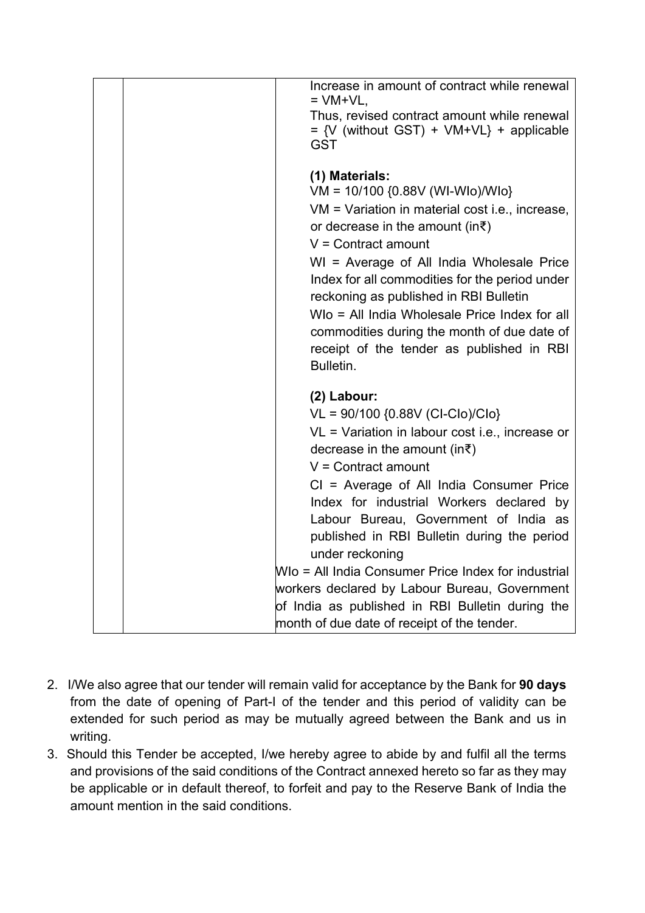| | | Increase in amount of contract while renewal = VM+VL,<br>Thus, revised contract amount while renewal = {V (without GST) + VM+VL} + applicable GST<br><br>**(1) Materials:**<br>VM = 10/100 {0.88V (WI-WIo)/WIo}<br>VM = Variation in material cost i.e., increase, or decrease in the amount (in₹)<br>V = Contract amount<br>WI = Average of All India Wholesale Price Index for all commodities for the period under reckoning as published in RBI Bulletin<br>WIo = All India Wholesale Price Index for all commodities during the month of due date of receipt of the tender as published in RBI Bulletin.<br><br>**(2) Labour:**<br>VL = 90/100 {0.88V (CI-CIo)/CIo}<br>VL = Variation in labour cost i.e., increase or decrease in the amount (in₹)<br>V = Contract amount<br>CI = Average of All India Consumer Price Index for industrial Workers declared by Labour Bureau, Government of India as published in RBI Bulletin during the period under reckoning<br>WIo = All India Consumer Price Index for industrial workers declared by Labour Bureau, Government of India as published in RBI Bulletin during the month of due date of receipt of the tender. |
|---|---|---|

2. I/We also agree that our tender will remain valid for acceptance by the Bank for **90 days** from the date of opening of Part-I of the tender and this period of validity can be extended for such period as may be mutually agreed between the Bank and us in writing.
3. Should this Tender be accepted, I/we hereby agree to abide by and fulfil all the terms and provisions of the said conditions of the Contract annexed hereto so far as they may be applicable or in default thereof, to forfeit and pay to the Reserve Bank of India the amount mention in the said conditions.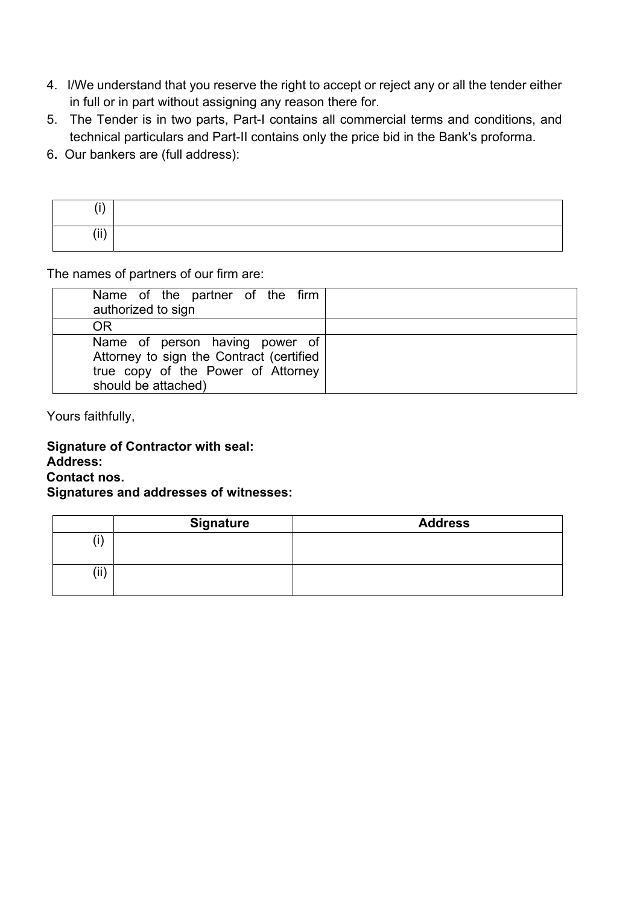4. I/We understand that you reserve the right to accept or reject any or all the tender either in full or in part without assigning any reason there for.
5. The Tender is in two parts, Part-I contains all commercial terms and conditions, and technical particulars and Part-II contains only the price bid in the Bank's proforma.
6. Our bankers are (full address):

| | |
|---|---|
| (i) | |
| (ii) | |

The names of partners of our firm are:

| | |
|---|---|
| Name of the partner of the firm authorized to sign | |
| OR | |
| Name of person having power of Attorney to sign the Contract (certified true copy of the Power of Attorney should be attached) | |

Yours faithfully,

**Signature of Contractor with seal:**
**Address:**
**Contact nos.**
**Signatures and addresses of witnesses:**

| | Signature | Address |
|---|---|---|
| (i) | | |
| (ii) | | |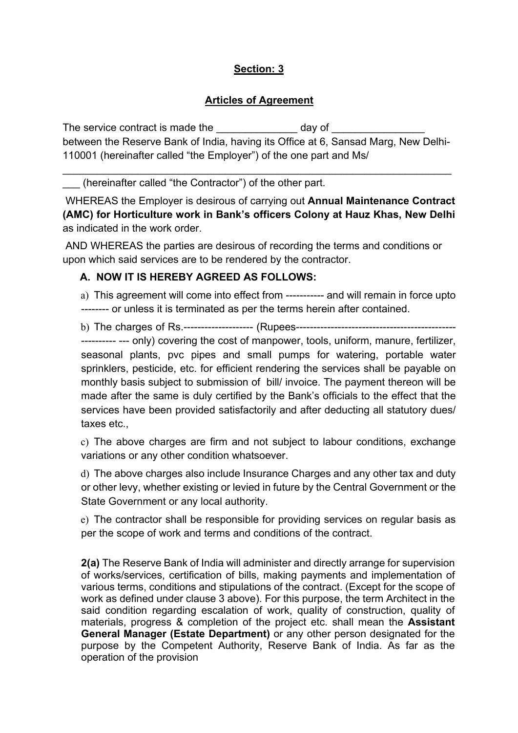**Section: 3**

**Articles of Agreement**

The service contract is made the ______________ day of ________________ between the Reserve Bank of India, having its Office at 6, Sansad Marg, New Delhi-110001 (hereinafter called "the Employer") of the one part and Ms/
_______________________________________________________________________
___ (hereinafter called "the Contractor") of the other part.

WHEREAS the Employer is desirous of carrying out **Annual Maintenance Contract (AMC) for Horticulture work in Bank's officers Colony at Hauz Khas, New Delhi** as indicated in the work order.

AND WHEREAS the parties are desirous of recording the terms and conditions or upon which said services are to be rendered by the contractor.

**A. NOW IT IS HEREBY AGREED AS FOLLOWS:**

a) This agreement will come into effect from ----------- and will remain in force upto -------- or unless it is terminated as per the terms herein after contained.

b) The charges of Rs.-------------------- (Rupees-------------------------------------------------------- --- only) covering the cost of manpower, tools, uniform, manure, fertilizer, seasonal plants, pvc pipes and small pumps for watering, portable water sprinklers, pesticide, etc. for efficient rendering the services shall be payable on monthly basis subject to submission of bill/ invoice. The payment thereon will be made after the same is duly certified by the Bank's officials to the effect that the services have been provided satisfactorily and after deducting all statutory dues/ taxes etc.,

c) The above charges are firm and not subject to labour conditions, exchange variations or any other condition whatsoever.

d) The above charges also include Insurance Charges and any other tax and duty or other levy, whether existing or levied in future by the Central Government or the State Government or any local authority.

e) The contractor shall be responsible for providing services on regular basis as per the scope of work and terms and conditions of the contract.

**2(a)** The Reserve Bank of India will administer and directly arrange for supervision of works/services, certification of bills, making payments and implementation of various terms, conditions and stipulations of the contract. (Except for the scope of work as defined under clause 3 above). For this purpose, the term Architect in the said condition regarding escalation of work, quality of construction, quality of materials, progress & completion of the project etc. shall mean the **Assistant General Manager (Estate Department)** or any other person designated for the purpose by the Competent Authority, Reserve Bank of India. As far as the operation of the provision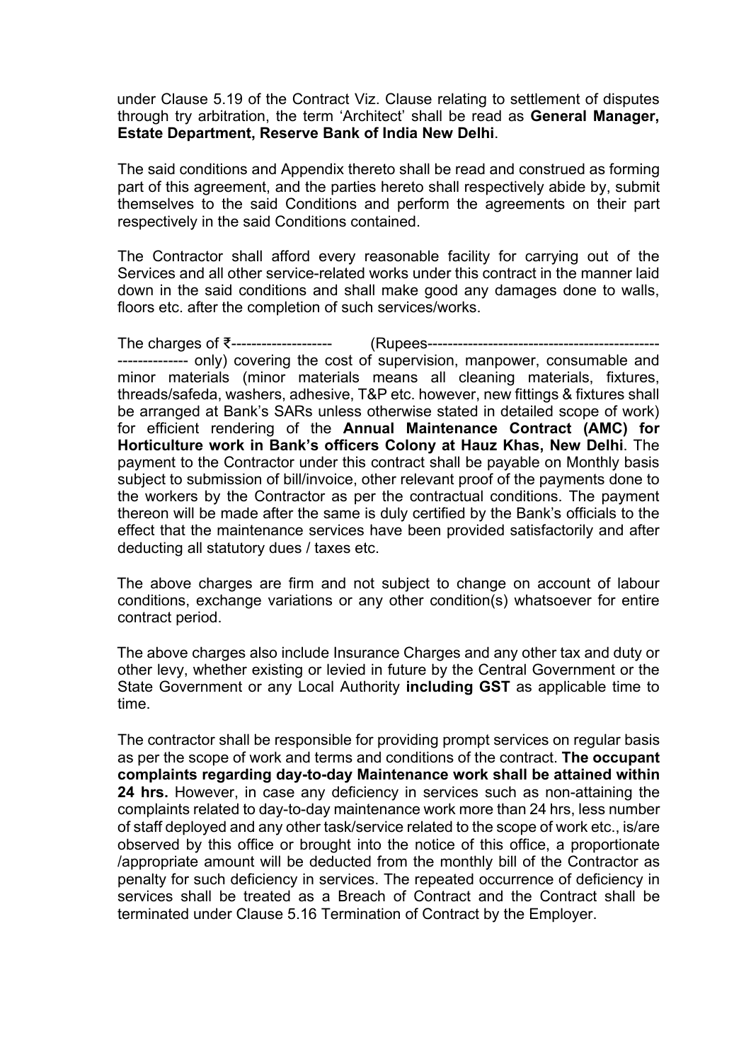under Clause 5.19 of the Contract Viz. Clause relating to settlement of disputes through try arbitration, the term 'Architect' shall be read as **General Manager, Estate Department, Reserve Bank of India New Delhi**.

The said conditions and Appendix thereto shall be read and construed as forming part of this agreement, and the parties hereto shall respectively abide by, submit themselves to the said Conditions and perform the agreements on their part respectively in the said Conditions contained.

The Contractor shall afford every reasonable facility for carrying out of the Services and all other service-related works under this contract in the manner laid down in the said conditions and shall make good any damages done to walls, floors etc. after the completion of such services/works.

The charges of ₹-------------------- (Rupees------------------------------------------------------------ only) covering the cost of supervision, manpower, consumable and minor materials (minor materials means all cleaning materials, fixtures, threads/safeda, washers, adhesive, T&P etc. however, new fittings & fixtures shall be arranged at Bank's SARs unless otherwise stated in detailed scope of work) for efficient rendering of the **Annual Maintenance Contract (AMC) for Horticulture work in Bank's officers Colony at Hauz Khas, New Delhi**. The payment to the Contractor under this contract shall be payable on Monthly basis subject to submission of bill/invoice, other relevant proof of the payments done to the workers by the Contractor as per the contractual conditions. The payment thereon will be made after the same is duly certified by the Bank's officials to the effect that the maintenance services have been provided satisfactorily and after deducting all statutory dues / taxes etc.

The above charges are firm and not subject to change on account of labour conditions, exchange variations or any other condition(s) whatsoever for entire contract period.

The above charges also include Insurance Charges and any other tax and duty or other levy, whether existing or levied in future by the Central Government or the State Government or any Local Authority **including GST** as applicable time to time.

The contractor shall be responsible for providing prompt services on regular basis as per the scope of work and terms and conditions of the contract. **The occupant complaints regarding day-to-day Maintenance work shall be attained within 24 hrs.** However, in case any deficiency in services such as non-attaining the complaints related to day-to-day maintenance work more than 24 hrs, less number of staff deployed and any other task/service related to the scope of work etc., is/are observed by this office or brought into the notice of this office, a proportionate /appropriate amount will be deducted from the monthly bill of the Contractor as penalty for such deficiency in services. The repeated occurrence of deficiency in services shall be treated as a Breach of Contract and the Contract shall be terminated under Clause 5.16 Termination of Contract by the Employer.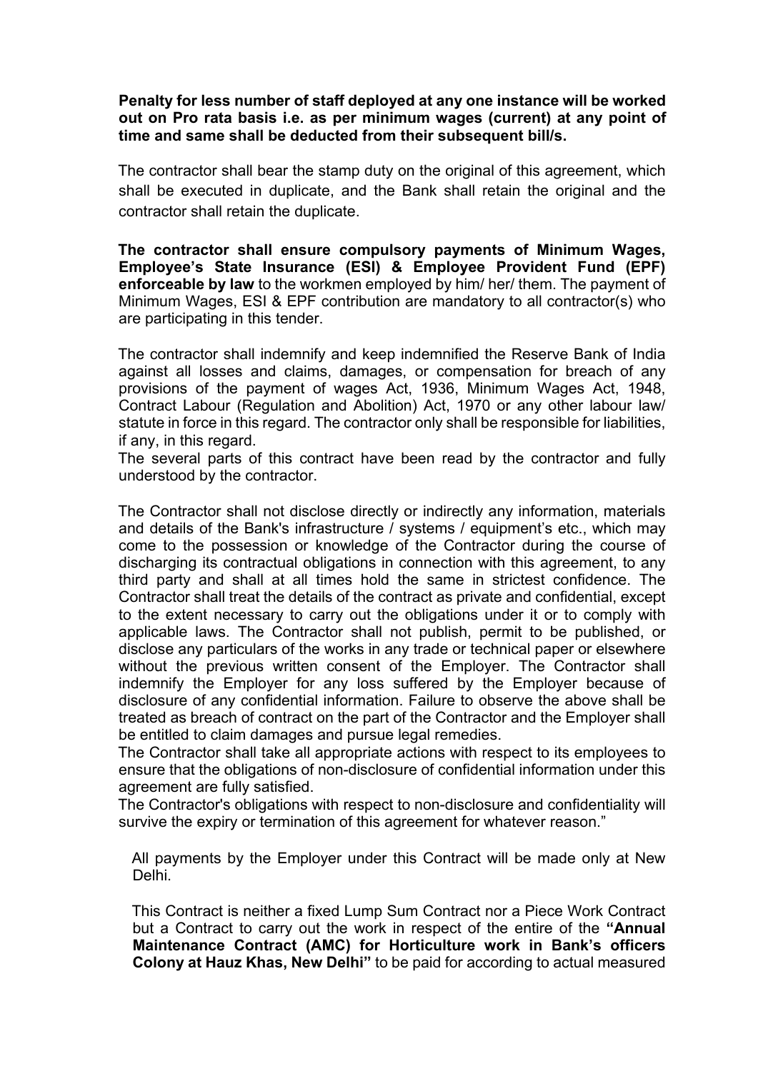**Penalty for less number of staff deployed at any one instance will be worked out on Pro rata basis i.e. as per minimum wages (current) at any point of time and same shall be deducted from their subsequent bill/s.**

The contractor shall bear the stamp duty on the original of this agreement, which shall be executed in duplicate, and the Bank shall retain the original and the contractor shall retain the duplicate.

**The contractor shall ensure compulsory payments of Minimum Wages, Employee's State Insurance (ESI) & Employee Provident Fund (EPF) enforceable by law** to the workmen employed by him/ her/ them. The payment of Minimum Wages, ESI & EPF contribution are mandatory to all contractor(s) who are participating in this tender.

The contractor shall indemnify and keep indemnified the Reserve Bank of India against all losses and claims, damages, or compensation for breach of any provisions of the payment of wages Act, 1936, Minimum Wages Act, 1948, Contract Labour (Regulation and Abolition) Act, 1970 or any other labour law/ statute in force in this regard. The contractor only shall be responsible for liabilities, if any, in this regard.

The several parts of this contract have been read by the contractor and fully understood by the contractor.

The Contractor shall not disclose directly or indirectly any information, materials and details of the Bank's infrastructure / systems / equipment's etc., which may come to the possession or knowledge of the Contractor during the course of discharging its contractual obligations in connection with this agreement, to any third party and shall at all times hold the same in strictest confidence. The Contractor shall treat the details of the contract as private and confidential, except to the extent necessary to carry out the obligations under it or to comply with applicable laws. The Contractor shall not publish, permit to be published, or disclose any particulars of the works in any trade or technical paper or elsewhere without the previous written consent of the Employer. The Contractor shall indemnify the Employer for any loss suffered by the Employer because of disclosure of any confidential information. Failure to observe the above shall be treated as breach of contract on the part of the Contractor and the Employer shall be entitled to claim damages and pursue legal remedies.

The Contractor shall take all appropriate actions with respect to its employees to ensure that the obligations of non-disclosure of confidential information under this agreement are fully satisfied.

The Contractor's obligations with respect to non-disclosure and confidentiality will survive the expiry or termination of this agreement for whatever reason."

All payments by the Employer under this Contract will be made only at New Delhi.

This Contract is neither a fixed Lump Sum Contract nor a Piece Work Contract but a Contract to carry out the work in respect of the entire of the **"Annual Maintenance Contract (AMC) for Horticulture work in Bank's officers Colony at Hauz Khas, New Delhi"** to be paid for according to actual measured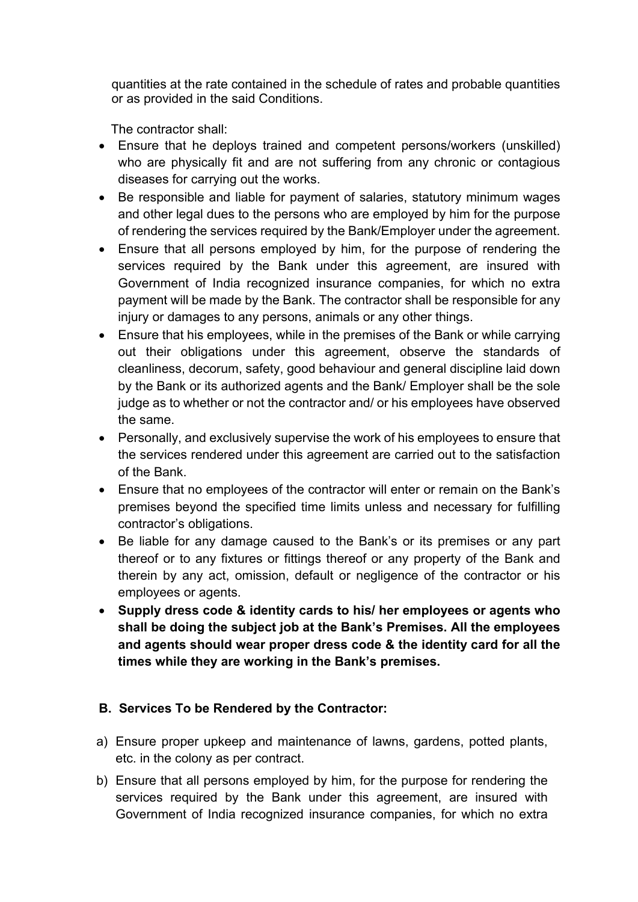quantities at the rate contained in the schedule of rates and probable quantities or as provided in the said Conditions.

The contractor shall:

- Ensure that he deploys trained and competent persons/workers (unskilled) who are physically fit and are not suffering from any chronic or contagious diseases for carrying out the works.
- Be responsible and liable for payment of salaries, statutory minimum wages and other legal dues to the persons who are employed by him for the purpose of rendering the services required by the Bank/Employer under the agreement.
- Ensure that all persons employed by him, for the purpose of rendering the services required by the Bank under this agreement, are insured with Government of India recognized insurance companies, for which no extra payment will be made by the Bank. The contractor shall be responsible for any injury or damages to any persons, animals or any other things.
- Ensure that his employees, while in the premises of the Bank or while carrying out their obligations under this agreement, observe the standards of cleanliness, decorum, safety, good behaviour and general discipline laid down by the Bank or its authorized agents and the Bank/ Employer shall be the sole judge as to whether or not the contractor and/ or his employees have observed the same.
- Personally, and exclusively supervise the work of his employees to ensure that the services rendered under this agreement are carried out to the satisfaction of the Bank.
- Ensure that no employees of the contractor will enter or remain on the Bank's premises beyond the specified time limits unless and necessary for fulfilling contractor's obligations.
- Be liable for any damage caused to the Bank's or its premises or any part thereof or to any fixtures or fittings thereof or any property of the Bank and therein by any act, omission, default or negligence of the contractor or his employees or agents.
- **Supply dress code & identity cards to his/ her employees or agents who shall be doing the subject job at the Bank's Premises. All the employees and agents should wear proper dress code & the identity card for all the times while they are working in the Bank's premises.**

## B. Services To be Rendered by the Contractor:

a) Ensure proper upkeep and maintenance of lawns, gardens, potted plants, etc. in the colony as per contract.

b) Ensure that all persons employed by him, for the purpose for rendering the services required by the Bank under this agreement, are insured with Government of India recognized insurance companies, for which no extra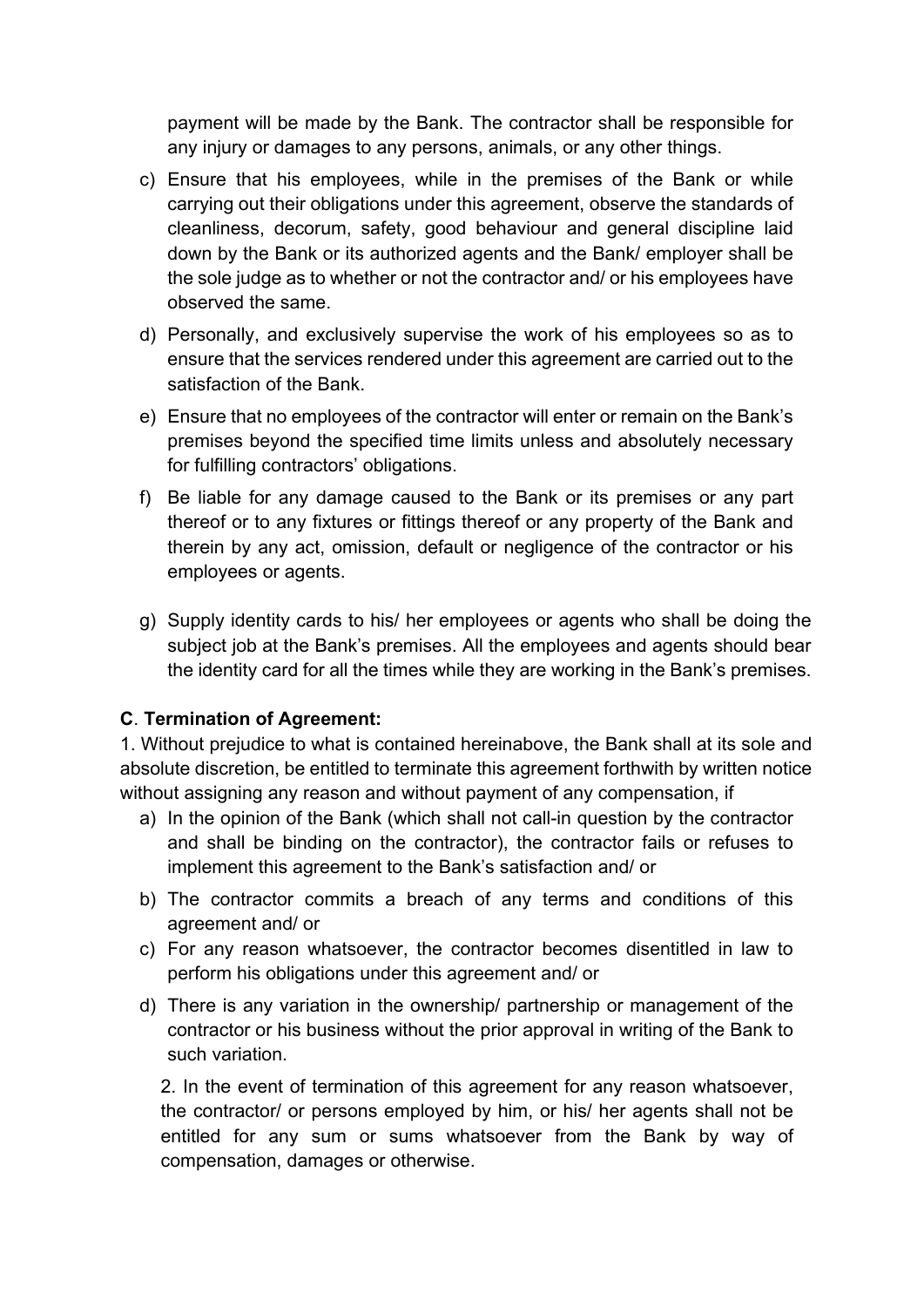payment will be made by the Bank. The contractor shall be responsible for any injury or damages to any persons, animals, or any other things.

c) Ensure that his employees, while in the premises of the Bank or while carrying out their obligations under this agreement, observe the standards of cleanliness, decorum, safety, good behaviour and general discipline laid down by the Bank or its authorized agents and the Bank/ employer shall be the sole judge as to whether or not the contractor and/ or his employees have observed the same.

d) Personally, and exclusively supervise the work of his employees so as to ensure that the services rendered under this agreement are carried out to the satisfaction of the Bank.

e) Ensure that no employees of the contractor will enter or remain on the Bank's premises beyond the specified time limits unless and absolutely necessary for fulfilling contractors' obligations.

f) Be liable for any damage caused to the Bank or its premises or any part thereof or to any fixtures or fittings thereof or any property of the Bank and therein by any act, omission, default or negligence of the contractor or his employees or agents.

g) Supply identity cards to his/ her employees or agents who shall be doing the subject job at the Bank's premises. All the employees and agents should bear the identity card for all the times while they are working in the Bank's premises.

**C**. **Termination of Agreement:**

1. Without prejudice to what is contained hereinabove, the Bank shall at its sole and absolute discretion, be entitled to terminate this agreement forthwith by written notice without assigning any reason and without payment of any compensation, if

a) In the opinion of the Bank (which shall not call-in question by the contractor and shall be binding on the contractor), the contractor fails or refuses to implement this agreement to the Bank's satisfaction and/ or

b) The contractor commits a breach of any terms and conditions of this agreement and/ or

c) For any reason whatsoever, the contractor becomes disentitled in law to perform his obligations under this agreement and/ or

d) There is any variation in the ownership/ partnership or management of the contractor or his business without the prior approval in writing of the Bank to such variation.

2. In the event of termination of this agreement for any reason whatsoever, the contractor/ or persons employed by him, or his/ her agents shall not be entitled for any sum or sums whatsoever from the Bank by way of compensation, damages or otherwise.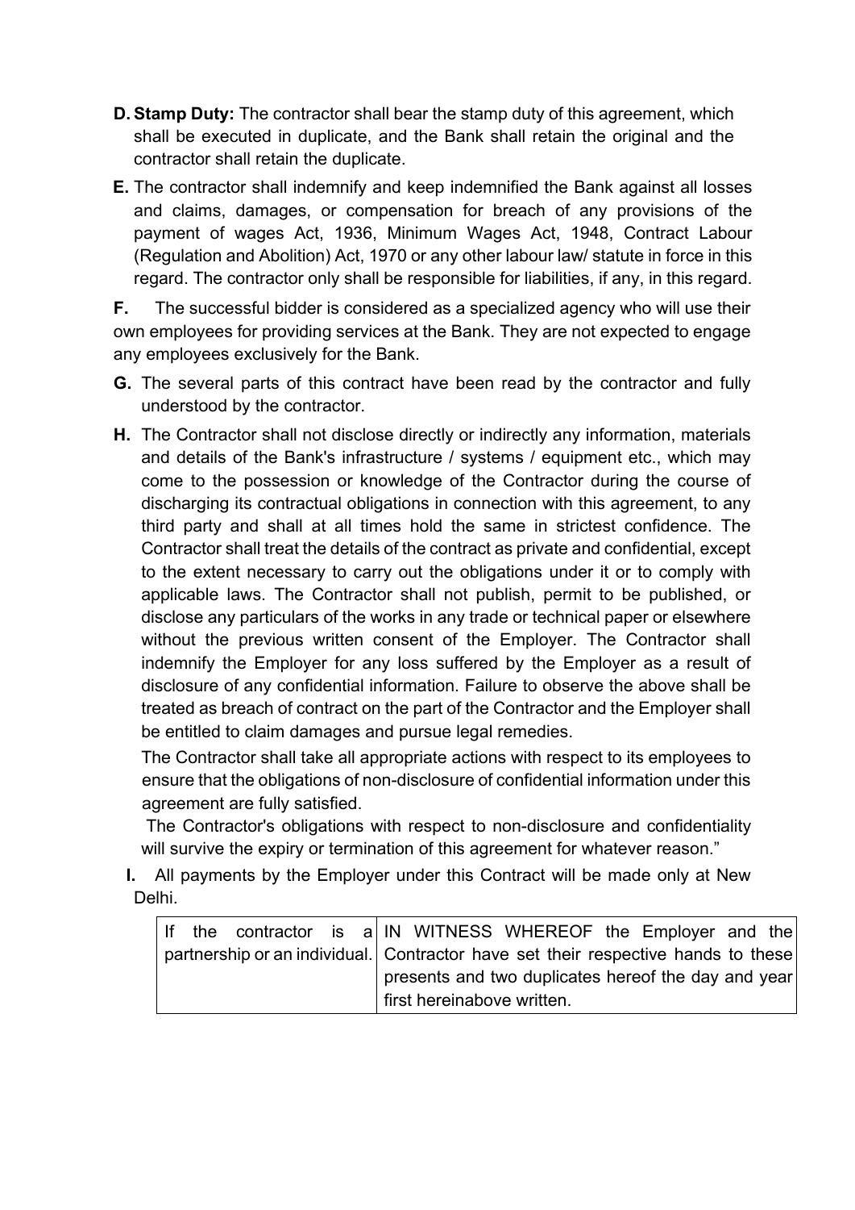**D. Stamp Duty:** The contractor shall bear the stamp duty of this agreement, which shall be executed in duplicate, and the Bank shall retain the original and the contractor shall retain the duplicate.

**E.** The contractor shall indemnify and keep indemnified the Bank against all losses and claims, damages, or compensation for breach of any provisions of the payment of wages Act, 1936, Minimum Wages Act, 1948, Contract Labour (Regulation and Abolition) Act, 1970 or any other labour law/ statute in force in this regard. The contractor only shall be responsible for liabilities, if any, in this regard.

**F.** The successful bidder is considered as a specialized agency who will use their own employees for providing services at the Bank. They are not expected to engage any employees exclusively for the Bank.

**G.** The several parts of this contract have been read by the contractor and fully understood by the contractor.

**H.** The Contractor shall not disclose directly or indirectly any information, materials and details of the Bank's infrastructure / systems / equipment etc., which may come to the possession or knowledge of the Contractor during the course of discharging its contractual obligations in connection with this agreement, to any third party and shall at all times hold the same in strictest confidence. The Contractor shall treat the details of the contract as private and confidential, except to the extent necessary to carry out the obligations under it or to comply with applicable laws. The Contractor shall not publish, permit to be published, or disclose any particulars of the works in any trade or technical paper or elsewhere without the previous written consent of the Employer. The Contractor shall indemnify the Employer for any loss suffered by the Employer as a result of disclosure of any confidential information. Failure to observe the above shall be treated as breach of contract on the part of the Contractor and the Employer shall be entitled to claim damages and pursue legal remedies.

The Contractor shall take all appropriate actions with respect to its employees to ensure that the obligations of non-disclosure of confidential information under this agreement are fully satisfied.

The Contractor's obligations with respect to non-disclosure and confidentiality will survive the expiry or termination of this agreement for whatever reason."

**I.** All payments by the Employer under this Contract will be made only at New Delhi.

| If the contractor is a partnership or an individual. | IN WITNESS WHEREOF the Employer and the Contractor have set their respective hands to these presents and two duplicates hereof the day and year first hereinabove written. |
|---|---|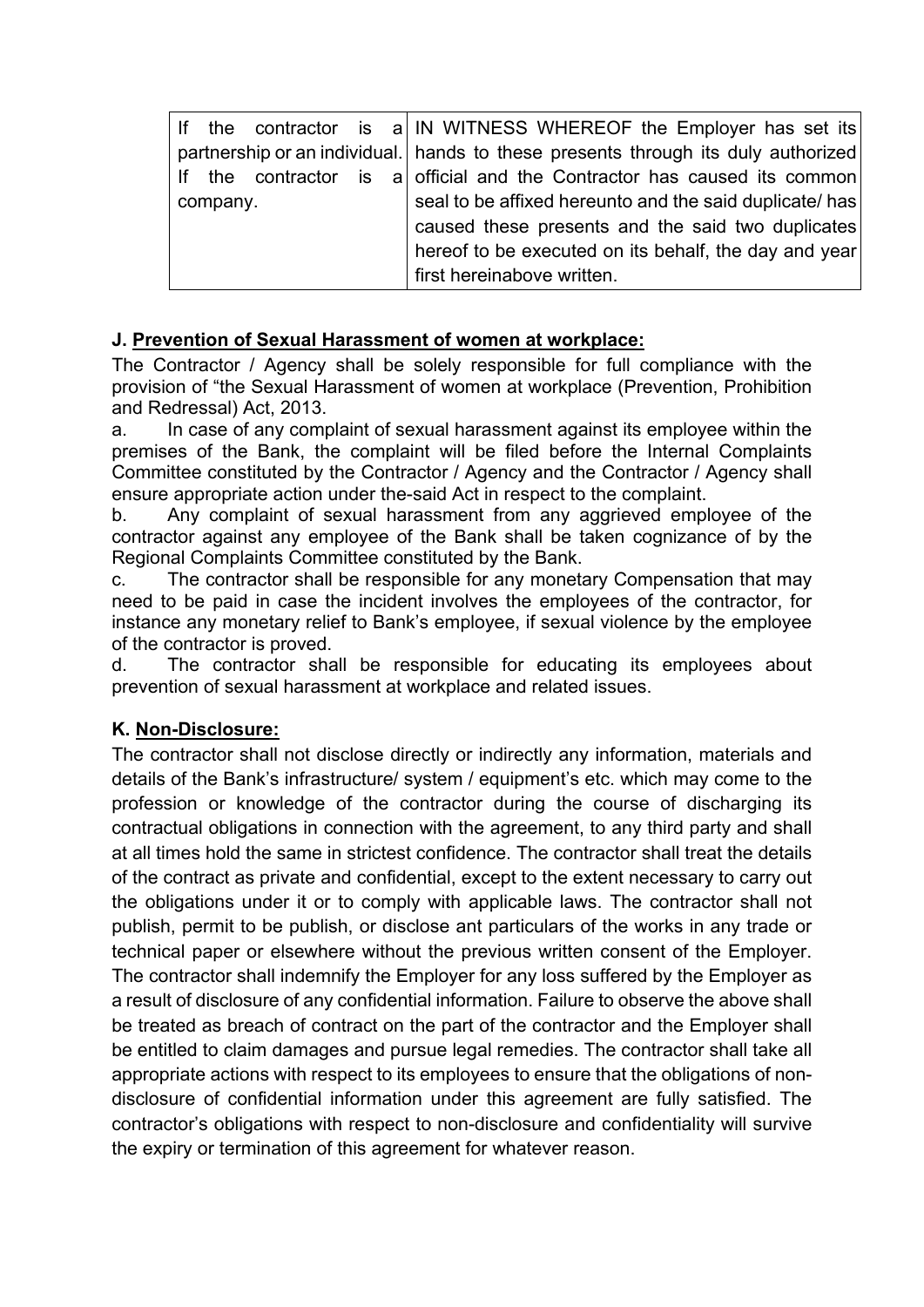| If the contractor is a partnership or an individual. If the contractor is a company. | IN WITNESS WHEREOF the Employer has set its hands to these presents through its duly authorized official and the Contractor has caused its common seal to be affixed hereunto and the said duplicate/ has caused these presents and the said two duplicates hereof to be executed on its behalf, the day and year first hereinabove written. |
|---|---|

### J. Prevention of Sexual Harassment of women at workplace:

The Contractor / Agency shall be solely responsible for full compliance with the provision of "the Sexual Harassment of women at workplace (Prevention, Prohibition and Redressal) Act, 2013.

a. In case of any complaint of sexual harassment against its employee within the premises of the Bank, the complaint will be filed before the Internal Complaints Committee constituted by the Contractor / Agency and the Contractor / Agency shall ensure appropriate action under the-said Act in respect to the complaint.

b. Any complaint of sexual harassment from any aggrieved employee of the contractor against any employee of the Bank shall be taken cognizance of by the Regional Complaints Committee constituted by the Bank.

c. The contractor shall be responsible for any monetary Compensation that may need to be paid in case the incident involves the employees of the contractor, for instance any monetary relief to Bank's employee, if sexual violence by the employee of the contractor is proved.

d. The contractor shall be responsible for educating its employees about prevention of sexual harassment at workplace and related issues.

### K. Non-Disclosure:

The contractor shall not disclose directly or indirectly any information, materials and details of the Bank's infrastructure/ system / equipment's etc. which may come to the profession or knowledge of the contractor during the course of discharging its contractual obligations in connection with the agreement, to any third party and shall at all times hold the same in strictest confidence. The contractor shall treat the details of the contract as private and confidential, except to the extent necessary to carry out the obligations under it or to comply with applicable laws. The contractor shall not publish, permit to be publish, or disclose ant particulars of the works in any trade or technical paper or elsewhere without the previous written consent of the Employer. The contractor shall indemnify the Employer for any loss suffered by the Employer as a result of disclosure of any confidential information. Failure to observe the above shall be treated as breach of contract on the part of the contractor and the Employer shall be entitled to claim damages and pursue legal remedies. The contractor shall take all appropriate actions with respect to its employees to ensure that the obligations of non-disclosure of confidential information under this agreement are fully satisfied. The contractor's obligations with respect to non-disclosure and confidentiality will survive the expiry or termination of this agreement for whatever reason.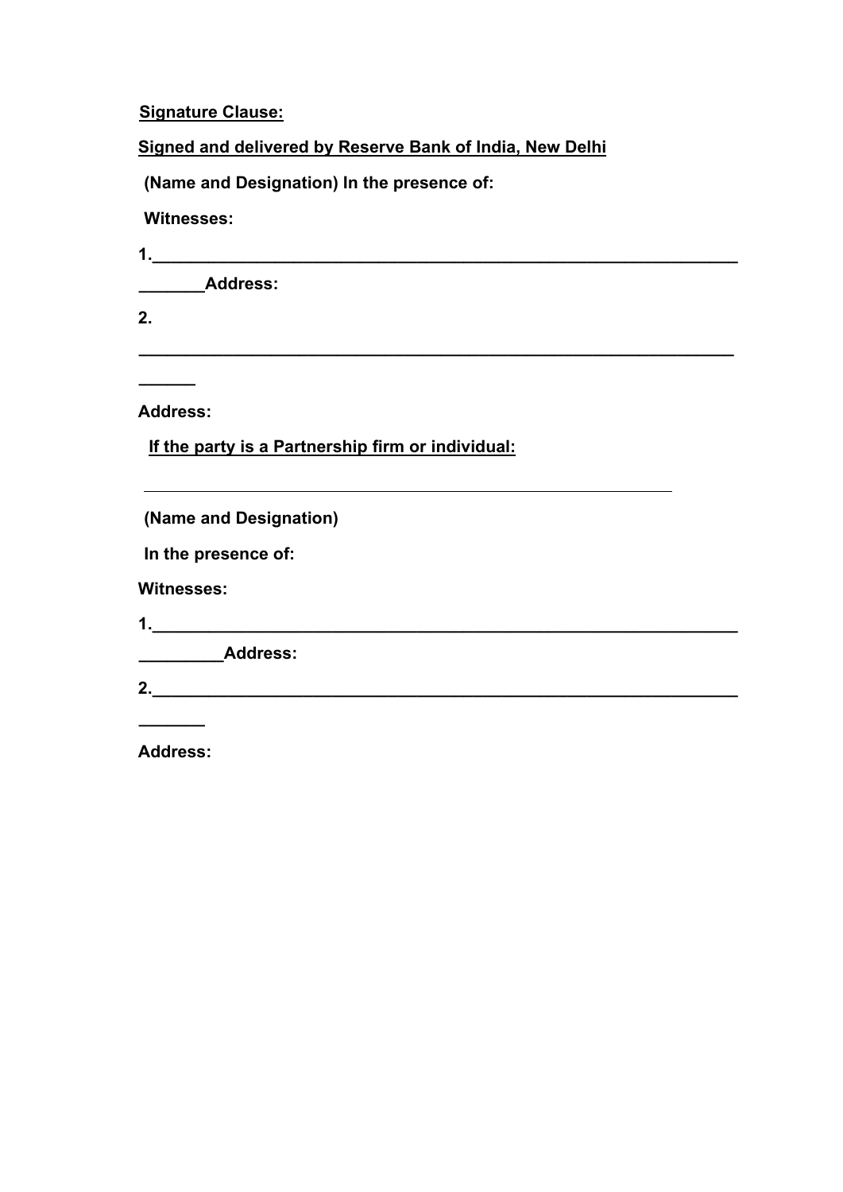**Signature Clause:**

**Signed and delivered by Reserve Bank of India, New Delhi**

**(Name and Designation) In the presence of:**

**Witnesses:**

**1.________________________________________________________________**

**_______Address:**

**2.**

**________________________________________________________________**

**______**

**Address:**

**If the party is a Partnership firm or individual:**

_________________________________________________________

**(Name and Designation)**

**In the presence of:**

**Witnesses:**

**1.________________________________________________________________**

**_________Address:**

**2.________________________________________________________________**

**_______**

**Address:**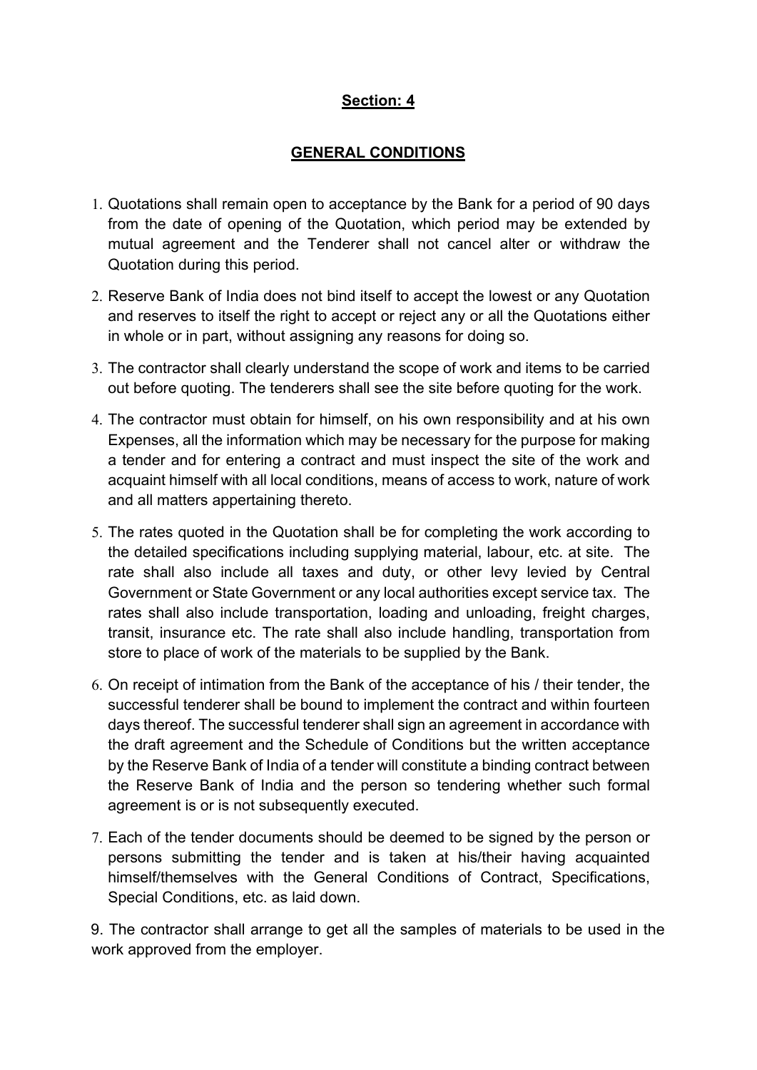## Section: 4

## GENERAL CONDITIONS

1. Quotations shall remain open to acceptance by the Bank for a period of 90 days from the date of opening of the Quotation, which period may be extended by mutual agreement and the Tenderer shall not cancel alter or withdraw the Quotation during this period.
2. Reserve Bank of India does not bind itself to accept the lowest or any Quotation and reserves to itself the right to accept or reject any or all the Quotations either in whole or in part, without assigning any reasons for doing so.
3. The contractor shall clearly understand the scope of work and items to be carried out before quoting. The tenderers shall see the site before quoting for the work.
4. The contractor must obtain for himself, on his own responsibility and at his own Expenses, all the information which may be necessary for the purpose for making a tender and for entering a contract and must inspect the site of the work and acquaint himself with all local conditions, means of access to work, nature of work and all matters appertaining thereto.
5. The rates quoted in the Quotation shall be for completing the work according to the detailed specifications including supplying material, labour, etc. at site. The rate shall also include all taxes and duty, or other levy levied by Central Government or State Government or any local authorities except service tax. The rates shall also include transportation, loading and unloading, freight charges, transit, insurance etc. The rate shall also include handling, transportation from store to place of work of the materials to be supplied by the Bank.
6. On receipt of intimation from the Bank of the acceptance of his / their tender, the successful tenderer shall be bound to implement the contract and within fourteen days thereof. The successful tenderer shall sign an agreement in accordance with the draft agreement and the Schedule of Conditions but the written acceptance by the Reserve Bank of India of a tender will constitute a binding contract between the Reserve Bank of India and the person so tendering whether such formal agreement is or is not subsequently executed.
7. Each of the tender documents should be deemed to be signed by the person or persons submitting the tender and is taken at his/their having acquainted himself/themselves with the General Conditions of Contract, Specifications, Special Conditions, etc. as laid down.

9. The contractor shall arrange to get all the samples of materials to be used in the work approved from the employer.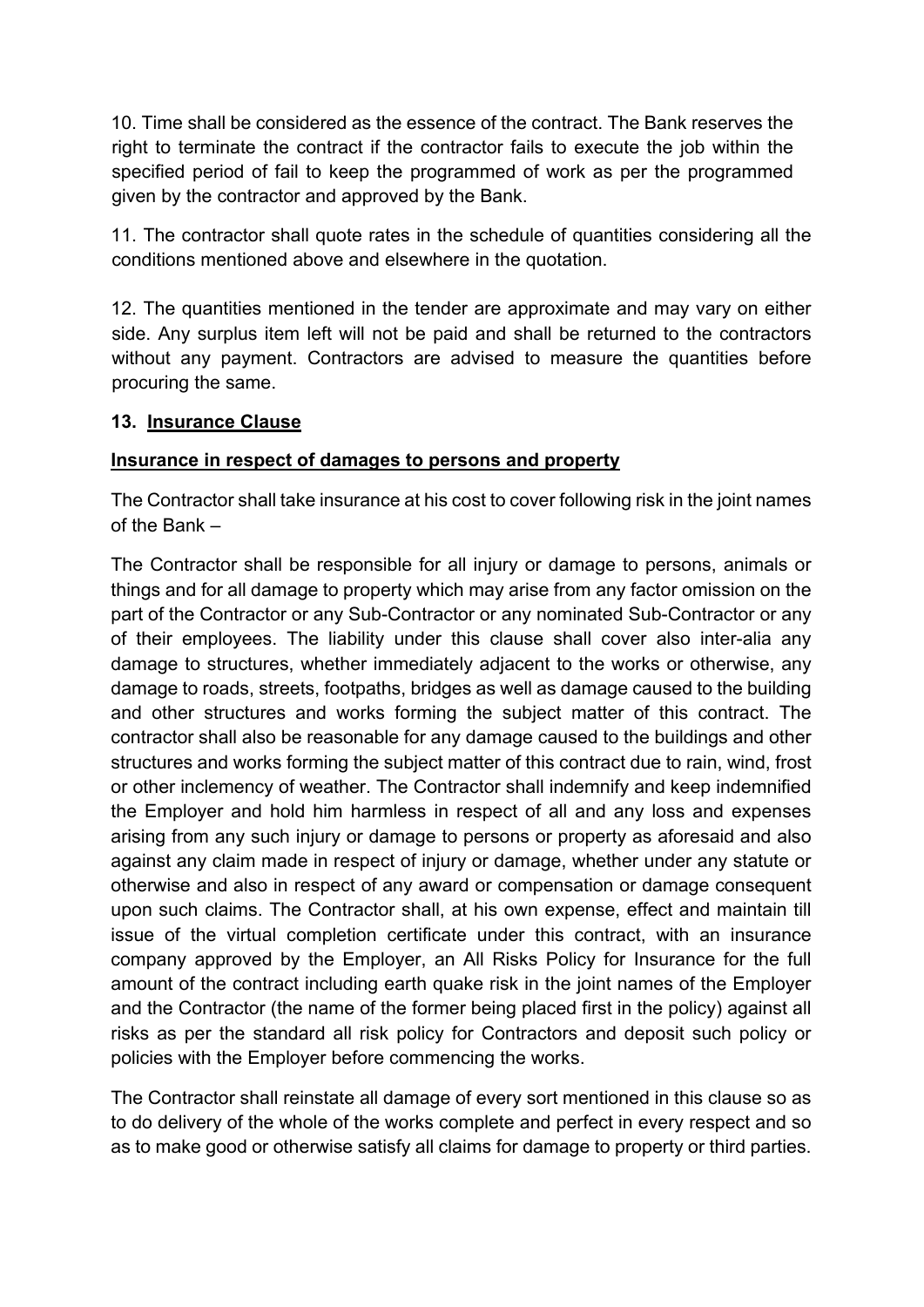10. Time shall be considered as the essence of the contract. The Bank reserves the right to terminate the contract if the contractor fails to execute the job within the specified period of fail to keep the programmed of work as per the programmed given by the contractor and approved by the Bank.

11. The contractor shall quote rates in the schedule of quantities considering all the conditions mentioned above and elsewhere in the quotation.

12. The quantities mentioned in the tender are approximate and may vary on either side. Any surplus item left will not be paid and shall be returned to the contractors without any payment. Contractors are advised to measure the quantities before procuring the same.

**13. <u>Insurance Clause</u>**

**<u>Insurance in respect of damages to persons and property</u>**

The Contractor shall take insurance at his cost to cover following risk in the joint names of the Bank –

The Contractor shall be responsible for all injury or damage to persons, animals or things and for all damage to property which may arise from any factor omission on the part of the Contractor or any Sub-Contractor or any nominated Sub-Contractor or any of their employees. The liability under this clause shall cover also inter-alia any damage to structures, whether immediately adjacent to the works or otherwise, any damage to roads, streets, footpaths, bridges as well as damage caused to the building and other structures and works forming the subject matter of this contract. The contractor shall also be reasonable for any damage caused to the buildings and other structures and works forming the subject matter of this contract due to rain, wind, frost or other inclemency of weather. The Contractor shall indemnify and keep indemnified the Employer and hold him harmless in respect of all and any loss and expenses arising from any such injury or damage to persons or property as aforesaid and also against any claim made in respect of injury or damage, whether under any statute or otherwise and also in respect of any award or compensation or damage consequent upon such claims. The Contractor shall, at his own expense, effect and maintain till issue of the virtual completion certificate under this contract, with an insurance company approved by the Employer, an All Risks Policy for Insurance for the full amount of the contract including earth quake risk in the joint names of the Employer and the Contractor (the name of the former being placed first in the policy) against all risks as per the standard all risk policy for Contractors and deposit such policy or policies with the Employer before commencing the works.

The Contractor shall reinstate all damage of every sort mentioned in this clause so as to do delivery of the whole of the works complete and perfect in every respect and so as to make good or otherwise satisfy all claims for damage to property or third parties.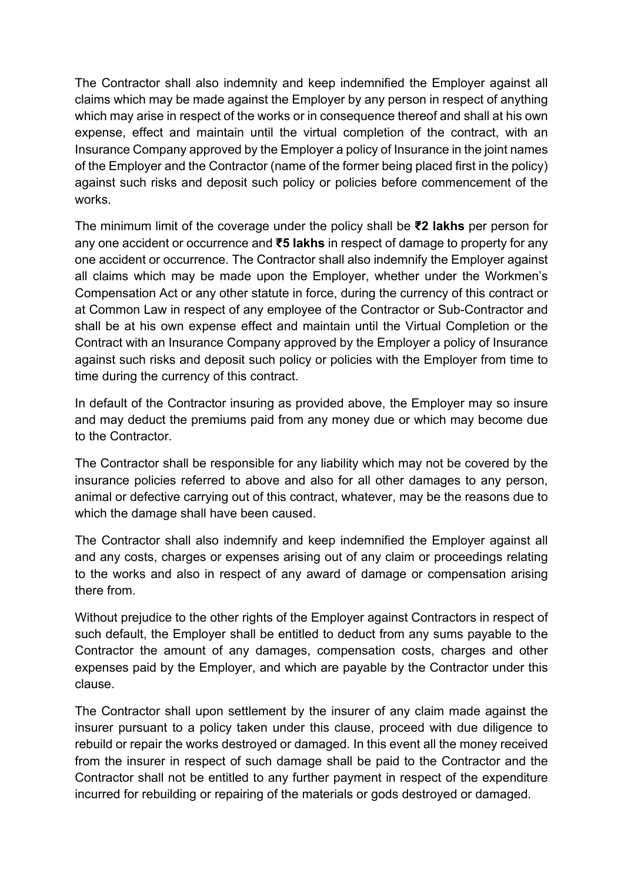The Contractor shall also indemnity and keep indemnified the Employer against all claims which may be made against the Employer by any person in respect of anything which may arise in respect of the works or in consequence thereof and shall at his own expense, effect and maintain until the virtual completion of the contract, with an Insurance Company approved by the Employer a policy of Insurance in the joint names of the Employer and the Contractor (name of the former being placed first in the policy) against such risks and deposit such policy or policies before commencement of the works.

The minimum limit of the coverage under the policy shall be **₹2 lakhs** per person for any one accident or occurrence and **₹5 lakhs** in respect of damage to property for any one accident or occurrence. The Contractor shall also indemnify the Employer against all claims which may be made upon the Employer, whether under the Workmen's Compensation Act or any other statute in force, during the currency of this contract or at Common Law in respect of any employee of the Contractor or Sub-Contractor and shall be at his own expense effect and maintain until the Virtual Completion or the Contract with an Insurance Company approved by the Employer a policy of Insurance against such risks and deposit such policy or policies with the Employer from time to time during the currency of this contract.

In default of the Contractor insuring as provided above, the Employer may so insure and may deduct the premiums paid from any money due or which may become due to the Contractor.

The Contractor shall be responsible for any liability which may not be covered by the insurance policies referred to above and also for all other damages to any person, animal or defective carrying out of this contract, whatever, may be the reasons due to which the damage shall have been caused.

The Contractor shall also indemnify and keep indemnified the Employer against all and any costs, charges or expenses arising out of any claim or proceedings relating to the works and also in respect of any award of damage or compensation arising there from.

Without prejudice to the other rights of the Employer against Contractors in respect of such default, the Employer shall be entitled to deduct from any sums payable to the Contractor the amount of any damages, compensation costs, charges and other expenses paid by the Employer, and which are payable by the Contractor under this clause.

The Contractor shall upon settlement by the insurer of any claim made against the insurer pursuant to a policy taken under this clause, proceed with due diligence to rebuild or repair the works destroyed or damaged. In this event all the money received from the insurer in respect of such damage shall be paid to the Contractor and the Contractor shall not be entitled to any further payment in respect of the expenditure incurred for rebuilding or repairing of the materials or gods destroyed or damaged.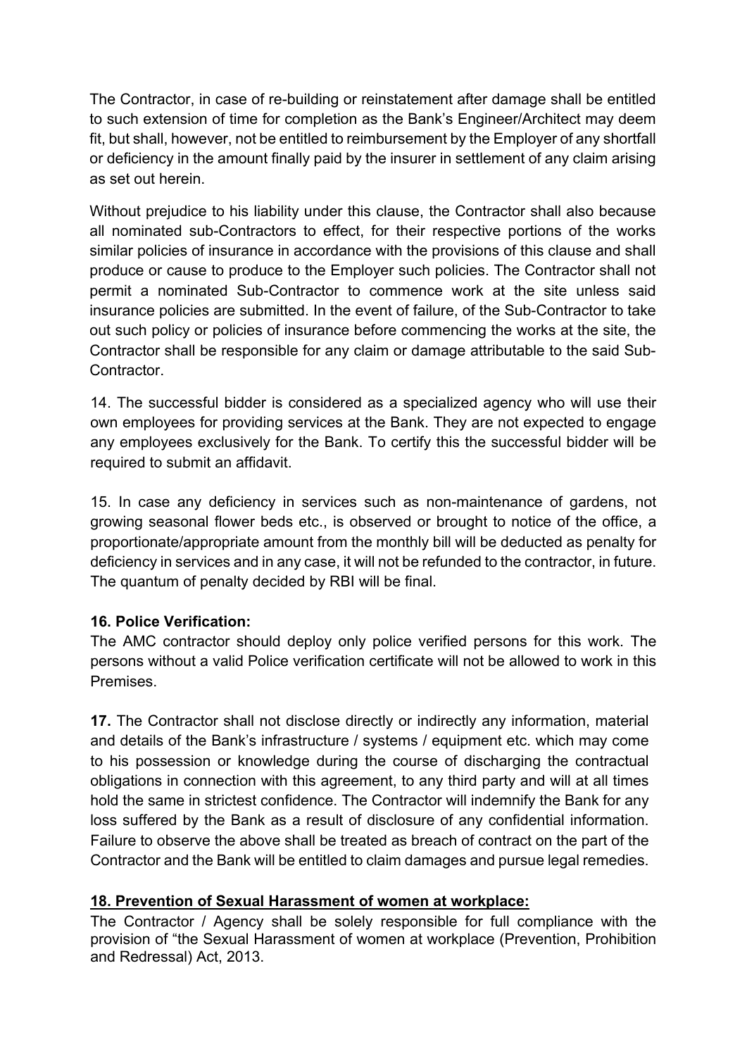The Contractor, in case of re-building or reinstatement after damage shall be entitled to such extension of time for completion as the Bank's Engineer/Architect may deem fit, but shall, however, not be entitled to reimbursement by the Employer of any shortfall or deficiency in the amount finally paid by the insurer in settlement of any claim arising as set out herein.

Without prejudice to his liability under this clause, the Contractor shall also because all nominated sub-Contractors to effect, for their respective portions of the works similar policies of insurance in accordance with the provisions of this clause and shall produce or cause to produce to the Employer such policies. The Contractor shall not permit a nominated Sub-Contractor to commence work at the site unless said insurance policies are submitted. In the event of failure, of the Sub-Contractor to take out such policy or policies of insurance before commencing the works at the site, the Contractor shall be responsible for any claim or damage attributable to the said Sub-Contractor.

14. The successful bidder is considered as a specialized agency who will use their own employees for providing services at the Bank. They are not expected to engage any employees exclusively for the Bank. To certify this the successful bidder will be required to submit an affidavit.

15. In case any deficiency in services such as non-maintenance of gardens, not growing seasonal flower beds etc., is observed or brought to notice of the office, a proportionate/appropriate amount from the monthly bill will be deducted as penalty for deficiency in services and in any case, it will not be refunded to the contractor, in future. The quantum of penalty decided by RBI will be final.

**16. Police Verification:**

The AMC contractor should deploy only police verified persons for this work. The persons without a valid Police verification certificate will not be allowed to work in this Premises.

**17.** The Contractor shall not disclose directly or indirectly any information, material and details of the Bank's infrastructure / systems / equipment etc. which may come to his possession or knowledge during the course of discharging the contractual obligations in connection with this agreement, to any third party and will at all times hold the same in strictest confidence. The Contractor will indemnify the Bank for any loss suffered by the Bank as a result of disclosure of any confidential information. Failure to observe the above shall be treated as breach of contract on the part of the Contractor and the Bank will be entitled to claim damages and pursue legal remedies.

**18. Prevention of Sexual Harassment of women at workplace:**

The Contractor / Agency shall be solely responsible for full compliance with the provision of "the Sexual Harassment of women at workplace (Prevention, Prohibition and Redressal) Act, 2013.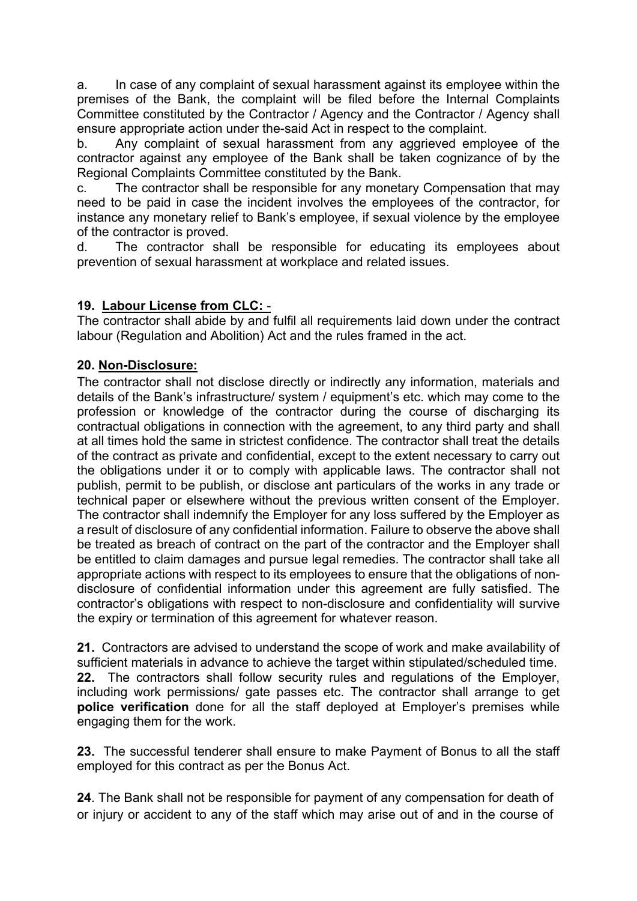a. In case of any complaint of sexual harassment against its employee within the premises of the Bank, the complaint will be filed before the Internal Complaints Committee constituted by the Contractor / Agency and the Contractor / Agency shall ensure appropriate action under the-said Act in respect to the complaint.

b. Any complaint of sexual harassment from any aggrieved employee of the contractor against any employee of the Bank shall be taken cognizance of by the Regional Complaints Committee constituted by the Bank.

c. The contractor shall be responsible for any monetary Compensation that may need to be paid in case the incident involves the employees of the contractor, for instance any monetary relief to Bank's employee, if sexual violence by the employee of the contractor is proved.

d. The contractor shall be responsible for educating its employees about prevention of sexual harassment at workplace and related issues.

**19. <u>Labour License from CLC:</u>** -

The contractor shall abide by and fulfil all requirements laid down under the contract labour (Regulation and Abolition) Act and the rules framed in the act.

**20. <u>Non-Disclosure:</u>**

The contractor shall not disclose directly or indirectly any information, materials and details of the Bank's infrastructure/ system / equipment's etc. which may come to the profession or knowledge of the contractor during the course of discharging its contractual obligations in connection with the agreement, to any third party and shall at all times hold the same in strictest confidence. The contractor shall treat the details of the contract as private and confidential, except to the extent necessary to carry out the obligations under it or to comply with applicable laws. The contractor shall not publish, permit to be publish, or disclose ant particulars of the works in any trade or technical paper or elsewhere without the previous written consent of the Employer. The contractor shall indemnify the Employer for any loss suffered by the Employer as a result of disclosure of any confidential information. Failure to observe the above shall be treated as breach of contract on the part of the contractor and the Employer shall be entitled to claim damages and pursue legal remedies. The contractor shall take all appropriate actions with respect to its employees to ensure that the obligations of non-disclosure of confidential information under this agreement are fully satisfied. The contractor's obligations with respect to non-disclosure and confidentiality will survive the expiry or termination of this agreement for whatever reason.

**21.** Contractors are advised to understand the scope of work and make availability of sufficient materials in advance to achieve the target within stipulated/scheduled time.

**22.** The contractors shall follow security rules and regulations of the Employer, including work permissions/ gate passes etc. The contractor shall arrange to get **police verification** done for all the staff deployed at Employer's premises while engaging them for the work.

**23.** The successful tenderer shall ensure to make Payment of Bonus to all the staff employed for this contract as per the Bonus Act.

**24**. The Bank shall not be responsible for payment of any compensation for death of or injury or accident to any of the staff which may arise out of and in the course of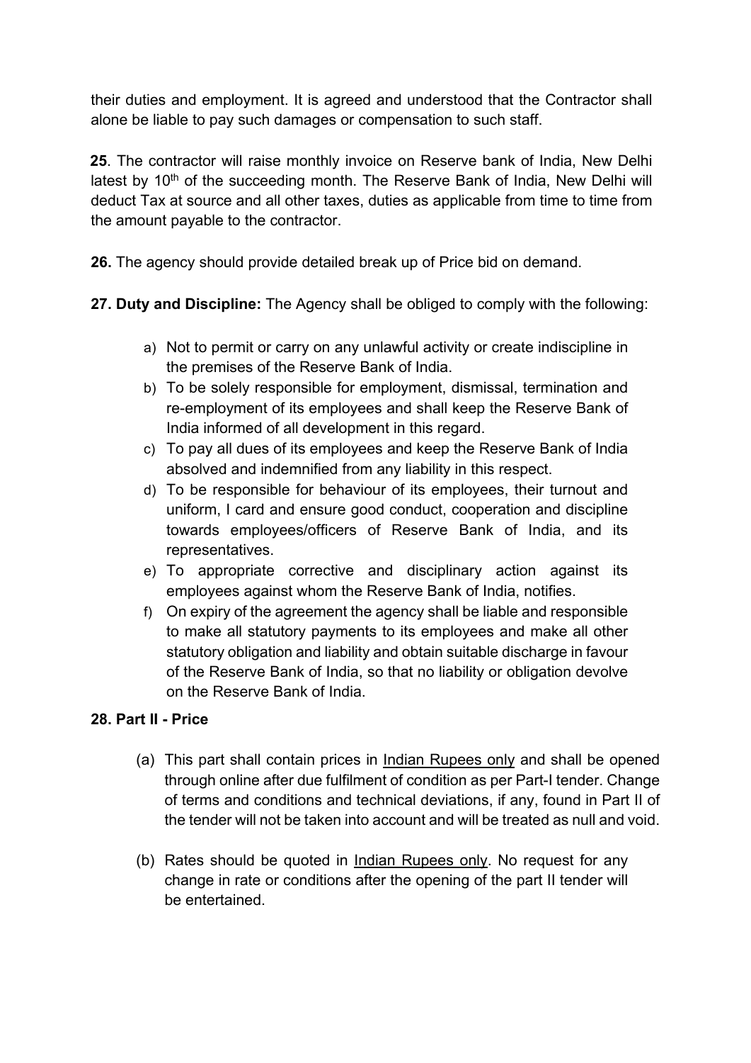their duties and employment. It is agreed and understood that the Contractor shall alone be liable to pay such damages or compensation to such staff.

**25**. The contractor will raise monthly invoice on Reserve bank of India, New Delhi latest by 10th of the succeeding month. The Reserve Bank of India, New Delhi will deduct Tax at source and all other taxes, duties as applicable from time to time from the amount payable to the contractor.

**26.** The agency should provide detailed break up of Price bid on demand.

**27. Duty and Discipline:** The Agency shall be obliged to comply with the following:

a) Not to permit or carry on any unlawful activity or create indiscipline in the premises of the Reserve Bank of India.
b) To be solely responsible for employment, dismissal, termination and re-employment of its employees and shall keep the Reserve Bank of India informed of all development in this regard.
c) To pay all dues of its employees and keep the Reserve Bank of India absolved and indemnified from any liability in this respect.
d) To be responsible for behaviour of its employees, their turnout and uniform, I card and ensure good conduct, cooperation and discipline towards employees/officers of Reserve Bank of India, and its representatives.
e) To appropriate corrective and disciplinary action against its employees against whom the Reserve Bank of India, notifies.
f) On expiry of the agreement the agency shall be liable and responsible to make all statutory payments to its employees and make all other statutory obligation and liability and obtain suitable discharge in favour of the Reserve Bank of India, so that no liability or obligation devolve on the Reserve Bank of India.

**28. Part II - Price**

(a) This part shall contain prices in Indian Rupees only and shall be opened through online after due fulfilment of condition as per Part-I tender. Change of terms and conditions and technical deviations, if any, found in Part II of the tender will not be taken into account and will be treated as null and void.

(b) Rates should be quoted in Indian Rupees only. No request for any change in rate or conditions after the opening of the part II tender will be entertained.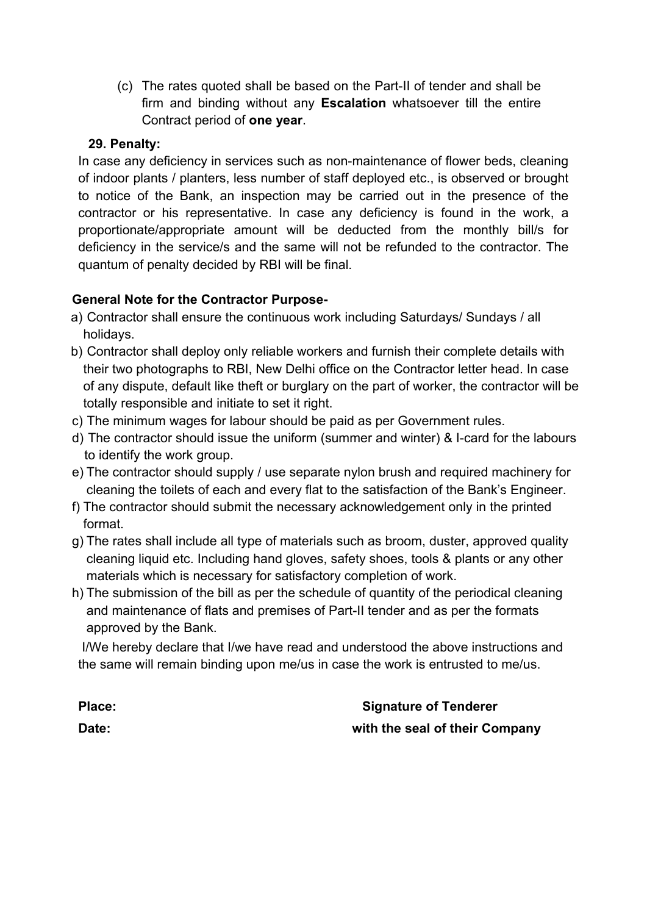(c) The rates quoted shall be based on the Part-II of tender and shall be firm and binding without any **Escalation** whatsoever till the entire Contract period of **one year**.

**29. Penalty:**

In case any deficiency in services such as non-maintenance of flower beds, cleaning of indoor plants / planters, less number of staff deployed etc., is observed or brought to notice of the Bank, an inspection may be carried out in the presence of the contractor or his representative. In case any deficiency is found in the work, a proportionate/appropriate amount will be deducted from the monthly bill/s for deficiency in the service/s and the same will not be refunded to the contractor. The quantum of penalty decided by RBI will be final.

**General Note for the Contractor Purpose-**

a) Contractor shall ensure the continuous work including Saturdays/ Sundays / all holidays.

b) Contractor shall deploy only reliable workers and furnish their complete details with their two photographs to RBI, New Delhi office on the Contractor letter head. In case of any dispute, default like theft or burglary on the part of worker, the contractor will be totally responsible and initiate to set it right.

c) The minimum wages for labour should be paid as per Government rules.

d) The contractor should issue the uniform (summer and winter) & I-card for the labours to identify the work group.

e) The contractor should supply / use separate nylon brush and required machinery for cleaning the toilets of each and every flat to the satisfaction of the Bank's Engineer.

f) The contractor should submit the necessary acknowledgement only in the printed format.

g) The rates shall include all type of materials such as broom, duster, approved quality cleaning liquid etc. Including hand gloves, safety shoes, tools & plants or any other materials which is necessary for satisfactory completion of work.

h) The submission of the bill as per the schedule of quantity of the periodical cleaning and maintenance of flats and premises of Part-II tender and as per the formats approved by the Bank.

I/We hereby declare that I/we have read and understood the above instructions and the same will remain binding upon me/us in case the work is entrusted to me/us.

**Place:** **Signature of Tenderer**

**Date:** **with the seal of their Company**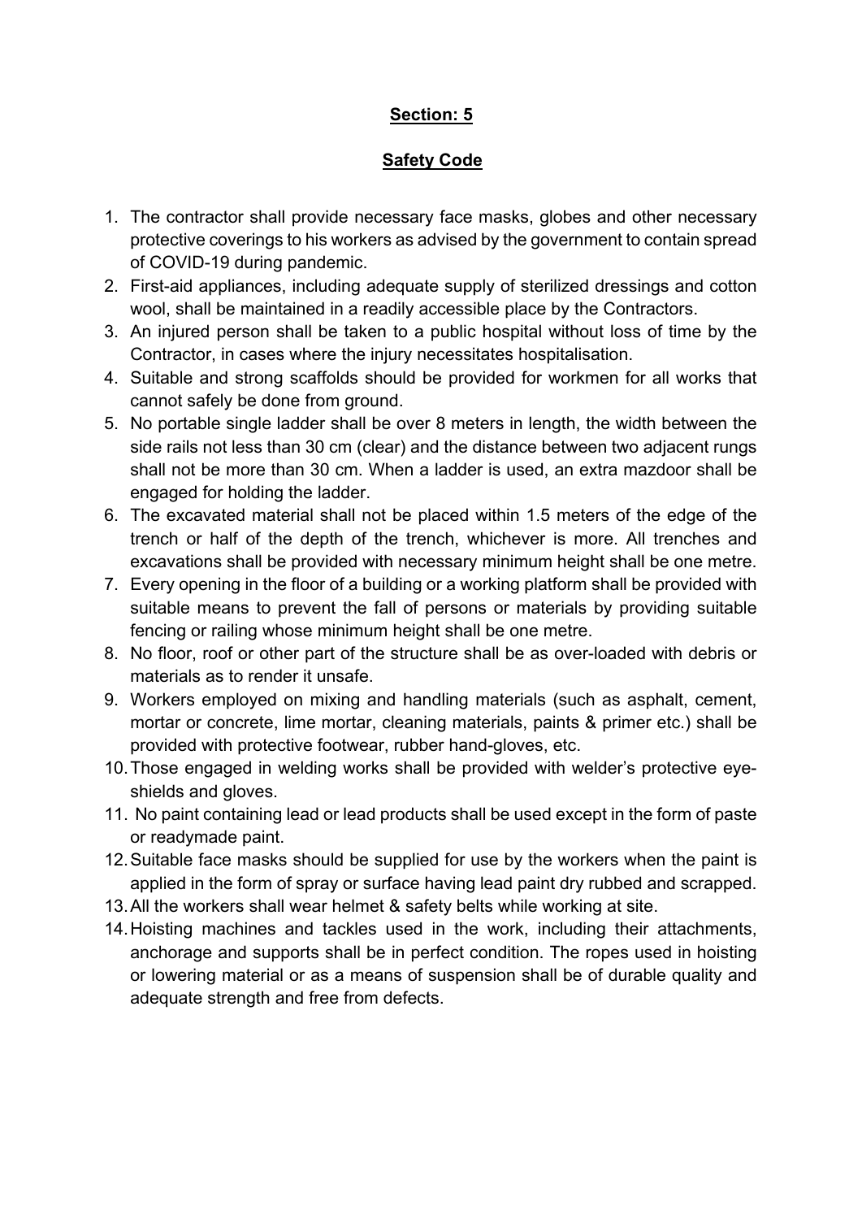## Section: 5

## Safety Code

1. The contractor shall provide necessary face masks, globes and other necessary protective coverings to his workers as advised by the government to contain spread of COVID-19 during pandemic.
2. First-aid appliances, including adequate supply of sterilized dressings and cotton wool, shall be maintained in a readily accessible place by the Contractors.
3. An injured person shall be taken to a public hospital without loss of time by the Contractor, in cases where the injury necessitates hospitalisation.
4. Suitable and strong scaffolds should be provided for workmen for all works that cannot safely be done from ground.
5. No portable single ladder shall be over 8 meters in length, the width between the side rails not less than 30 cm (clear) and the distance between two adjacent rungs shall not be more than 30 cm. When a ladder is used, an extra mazdoor shall be engaged for holding the ladder.
6. The excavated material shall not be placed within 1.5 meters of the edge of the trench or half of the depth of the trench, whichever is more. All trenches and excavations shall be provided with necessary minimum height shall be one metre.
7. Every opening in the floor of a building or a working platform shall be provided with suitable means to prevent the fall of persons or materials by providing suitable fencing or railing whose minimum height shall be one metre.
8. No floor, roof or other part of the structure shall be as over-loaded with debris or materials as to render it unsafe.
9. Workers employed on mixing and handling materials (such as asphalt, cement, mortar or concrete, lime mortar, cleaning materials, paints & primer etc.) shall be provided with protective footwear, rubber hand-gloves, etc.
10. Those engaged in welding works shall be provided with welder's protective eye-shields and gloves.
11. No paint containing lead or lead products shall be used except in the form of paste or readymade paint.
12. Suitable face masks should be supplied for use by the workers when the paint is applied in the form of spray or surface having lead paint dry rubbed and scrapped.
13. All the workers shall wear helmet & safety belts while working at site.
14. Hoisting machines and tackles used in the work, including their attachments, anchorage and supports shall be in perfect condition. The ropes used in hoisting or lowering material or as a means of suspension shall be of durable quality and adequate strength and free from defects.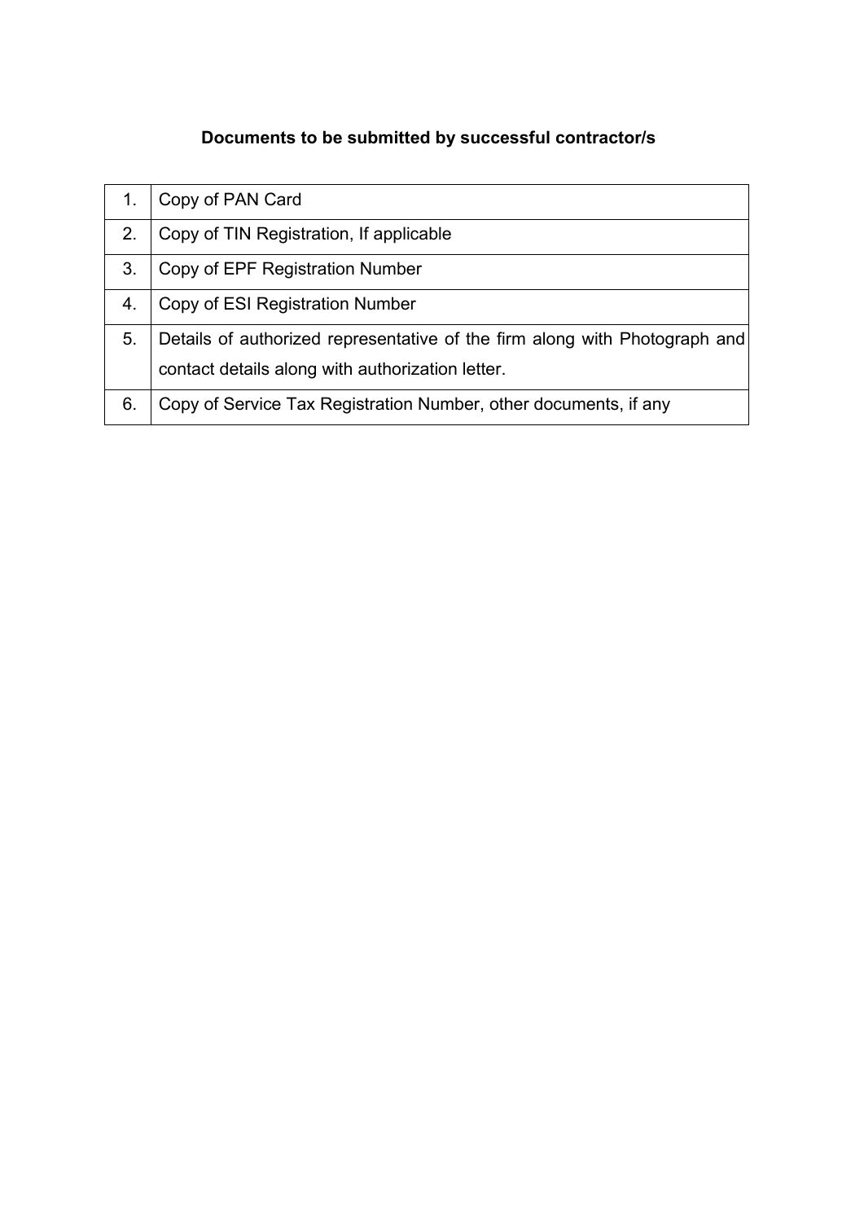**Documents to be submitted by successful contractor/s**

| | |
|---|---|
| 1. | Copy of PAN Card |
| 2. | Copy of TIN Registration, If applicable |
| 3. | Copy of EPF Registration Number |
| 4. | Copy of ESI Registration Number |
| 5. | Details of authorized representative of the firm along with Photograph and contact details along with authorization letter. |
| 6. | Copy of Service Tax Registration Number, other documents, if any |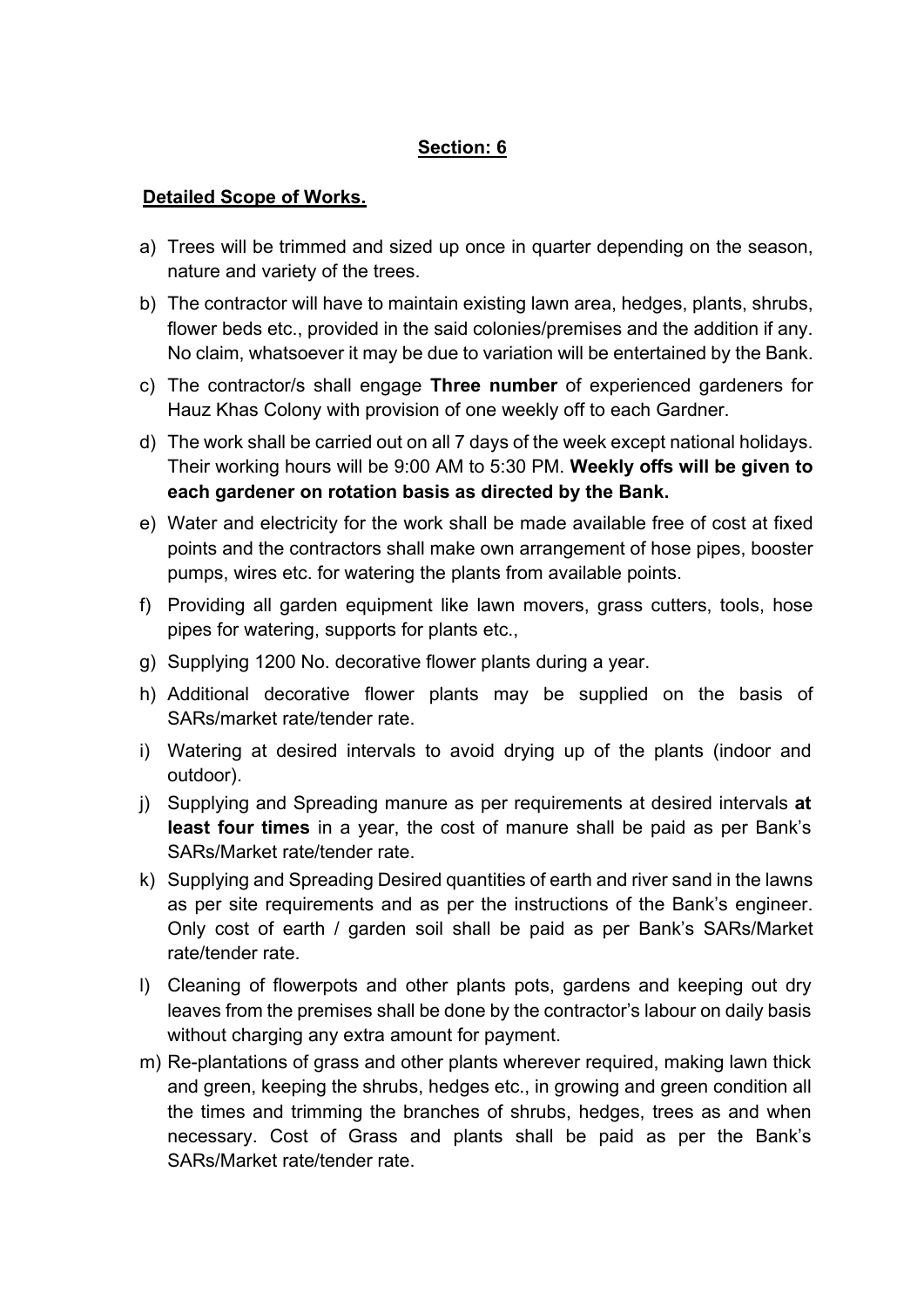## **Section: 6**

### **Detailed Scope of Works.**

a) Trees will be trimmed and sized up once in quarter depending on the season, nature and variety of the trees.

b) The contractor will have to maintain existing lawn area, hedges, plants, shrubs, flower beds etc., provided in the said colonies/premises and the addition if any. No claim, whatsoever it may be due to variation will be entertained by the Bank.

c) The contractor/s shall engage **Three number** of experienced gardeners for Hauz Khas Colony with provision of one weekly off to each Gardner.

d) The work shall be carried out on all 7 days of the week except national holidays. Their working hours will be 9:00 AM to 5:30 PM. **Weekly offs will be given to each gardener on rotation basis as directed by the Bank.**

e) Water and electricity for the work shall be made available free of cost at fixed points and the contractors shall make own arrangement of hose pipes, booster pumps, wires etc. for watering the plants from available points.

f) Providing all garden equipment like lawn movers, grass cutters, tools, hose pipes for watering, supports for plants etc.,

g) Supplying 1200 No. decorative flower plants during a year.

h) Additional decorative flower plants may be supplied on the basis of SARs/market rate/tender rate.

i) Watering at desired intervals to avoid drying up of the plants (indoor and outdoor).

j) Supplying and Spreading manure as per requirements at desired intervals **at least four times** in a year, the cost of manure shall be paid as per Bank's SARs/Market rate/tender rate.

k) Supplying and Spreading Desired quantities of earth and river sand in the lawns as per site requirements and as per the instructions of the Bank's engineer. Only cost of earth / garden soil shall be paid as per Bank's SARs/Market rate/tender rate.

l) Cleaning of flowerpots and other plants pots, gardens and keeping out dry leaves from the premises shall be done by the contractor's labour on daily basis without charging any extra amount for payment.

m) Re-plantations of grass and other plants wherever required, making lawn thick and green, keeping the shrubs, hedges etc., in growing and green condition all the times and trimming the branches of shrubs, hedges, trees as and when necessary. Cost of Grass and plants shall be paid as per the Bank's SARs/Market rate/tender rate.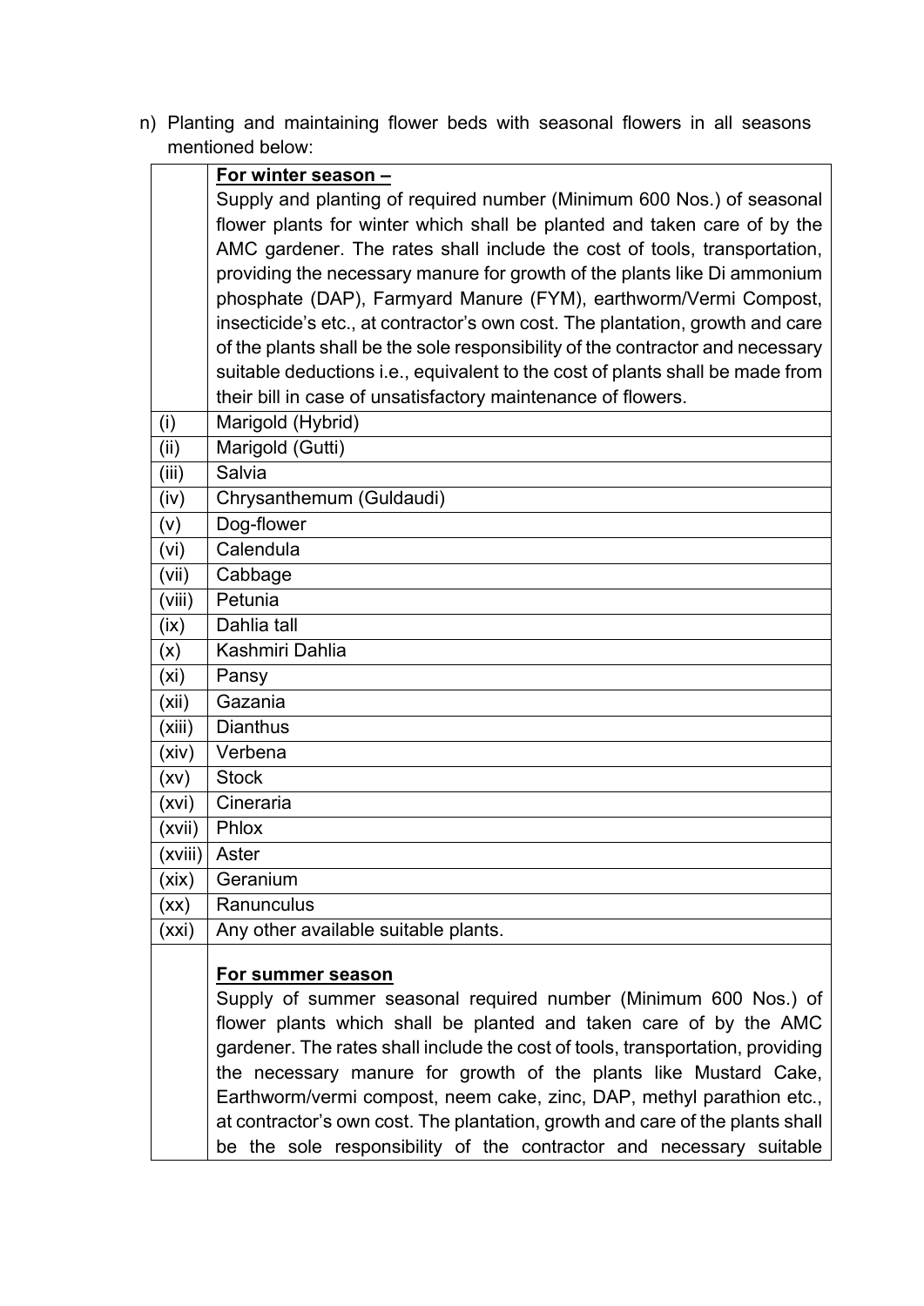n) Planting and maintaining flower beds with seasonal flowers in all seasons mentioned below:

| | **For winter season –** Supply and planting of required number (Minimum 600 Nos.) of seasonal flower plants for winter which shall be planted and taken care of by the AMC gardener. The rates shall include the cost of tools, transportation, providing the necessary manure for growth of the plants like Di ammonium phosphate (DAP), Farmyard Manure (FYM), earthworm/Vermi Compost, insecticide's etc., at contractor's own cost. The plantation, growth and care of the plants shall be the sole responsibility of the contractor and necessary suitable deductions i.e., equivalent to the cost of plants shall be made from their bill in case of unsatisfactory maintenance of flowers. |
|---|---|
| (i) | Marigold (Hybrid) |
| (ii) | Marigold (Gutti) |
| (iii) | Salvia |
| (iv) | Chrysanthemum (Guldaudi) |
| (v) | Dog-flower |
| (vi) | Calendula |
| (vii) | Cabbage |
| (viii) | Petunia |
| (ix) | Dahlia tall |
| (x) | Kashmiri Dahlia |
| (xi) | Pansy |
| (xii) | Gazania |
| (xiii) | Dianthus |
| (xiv) | Verbena |
| (xv) | Stock |
| (xvi) | Cineraria |
| (xvii) | Phlox |
| (xviii) | Aster |
| (xix) | Geranium |
| (xx) | Ranunculus |
| (xxi) | Any other available suitable plants. |
| | **For summer season** Supply of summer seasonal required number (Minimum 600 Nos.) of flower plants which shall be planted and taken care of by the AMC gardener. The rates shall include the cost of tools, transportation, providing the necessary manure for growth of the plants like Mustard Cake, Earthworm/vermi compost, neem cake, zinc, DAP, methyl parathion etc., at contractor's own cost. The plantation, growth and care of the plants shall be the sole responsibility of the contractor and necessary suitable |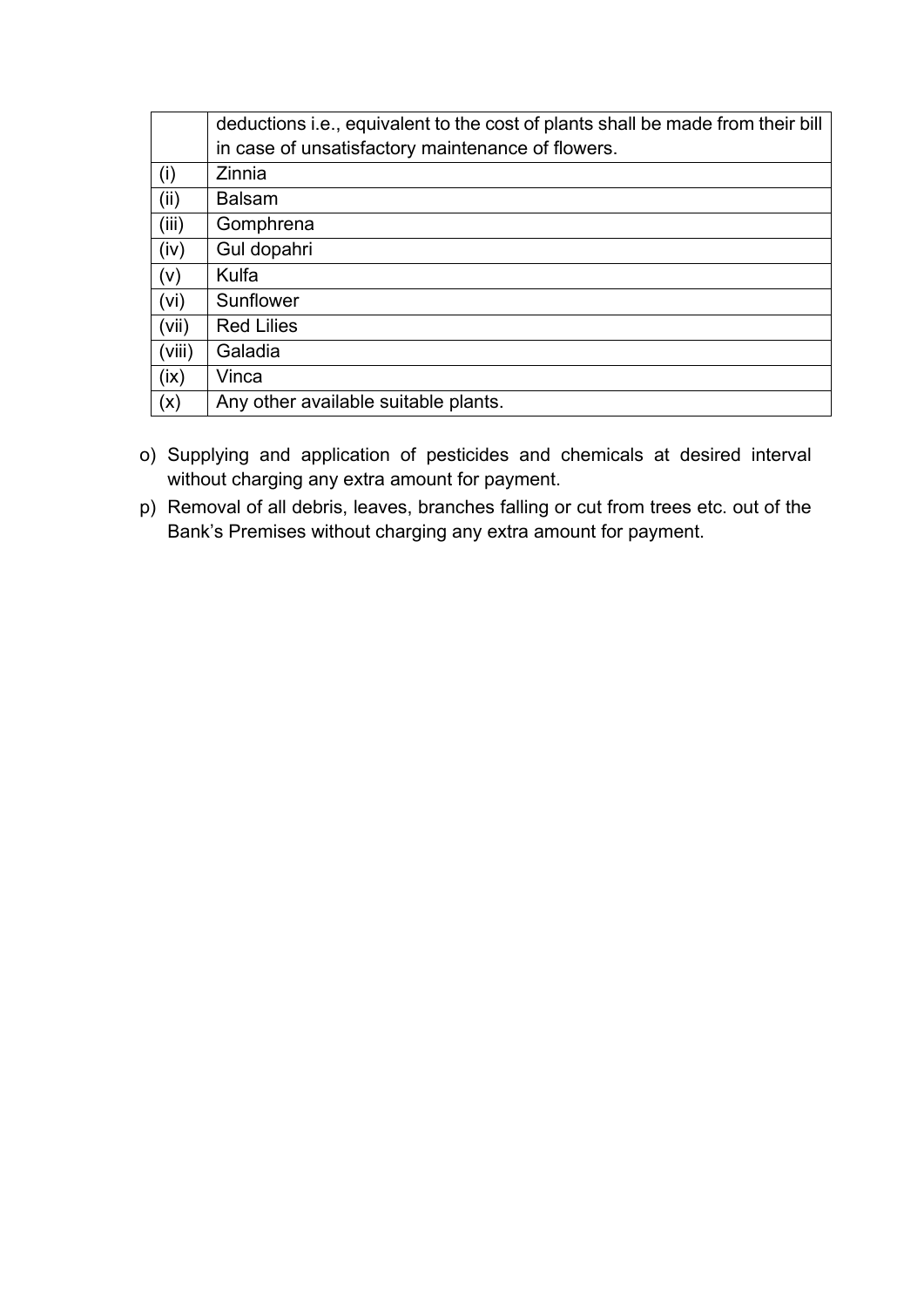| | deductions i.e., equivalent to the cost of plants shall be made from their bill in case of unsatisfactory maintenance of flowers. |
|---|---|
| (i) | Zinnia |
| (ii) | Balsam |
| (iii) | Gomphrena |
| (iv) | Gul dopahri |
| (v) | Kulfa |
| (vi) | Sunflower |
| (vii) | Red Lilies |
| (viii) | Galadia |
| (ix) | Vinca |
| (x) | Any other available suitable plants. |

o) Supplying and application of pesticides and chemicals at desired interval without charging any extra amount for payment.

p) Removal of all debris, leaves, branches falling or cut from trees etc. out of the Bank's Premises without charging any extra amount for payment.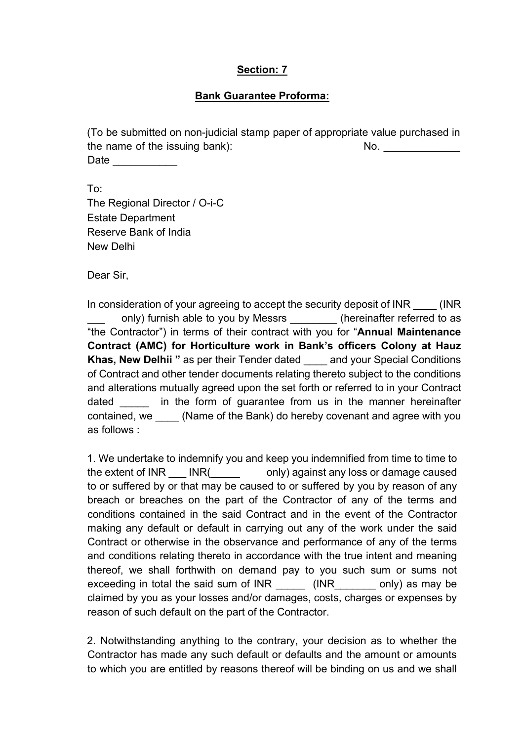**Section: 7**

**Bank Guarantee Proforma:**

(To be submitted on non-judicial stamp paper of appropriate value purchased in the name of the issuing bank): No. _____________
Date ___________

To:
The Regional Director / O-i-C
Estate Department
Reserve Bank of India
New Delhi

Dear Sir,

In consideration of your agreeing to accept the security deposit of INR ____ (INR ___ only) furnish able to you by Messrs ________ (hereinafter referred to as "the Contractor") in terms of their contract with you for "**Annual Maintenance Contract (AMC) for Horticulture work in Bank's officers Colony at Hauz Khas, New Delhii "** as per their Tender dated ____ and your Special Conditions of Contract and other tender documents relating thereto subject to the conditions and alterations mutually agreed upon the set forth or referred to in your Contract dated _____ in the form of guarantee from us in the manner hereinafter contained, we ____ (Name of the Bank) do hereby covenant and agree with you as follows :

1. We undertake to indemnify you and keep you indemnified from time to time to the extent of INR ___ INR(_____ only) against any loss or damage caused to or suffered by or that may be caused to or suffered by you by reason of any breach or breaches on the part of the Contractor of any of the terms and conditions contained in the said Contract and in the event of the Contractor making any default or default in carrying out any of the work under the said Contract or otherwise in the observance and performance of any of the terms and conditions relating thereto in accordance with the true intent and meaning thereof, we shall forthwith on demand pay to you such sum or sums not exceeding in total the said sum of INR _____ (INR_______ only) as may be claimed by you as your losses and/or damages, costs, charges or expenses by reason of such default on the part of the Contractor.

2. Notwithstanding anything to the contrary, your decision as to whether the Contractor has made any such default or defaults and the amount or amounts to which you are entitled by reasons thereof will be binding on us and we shall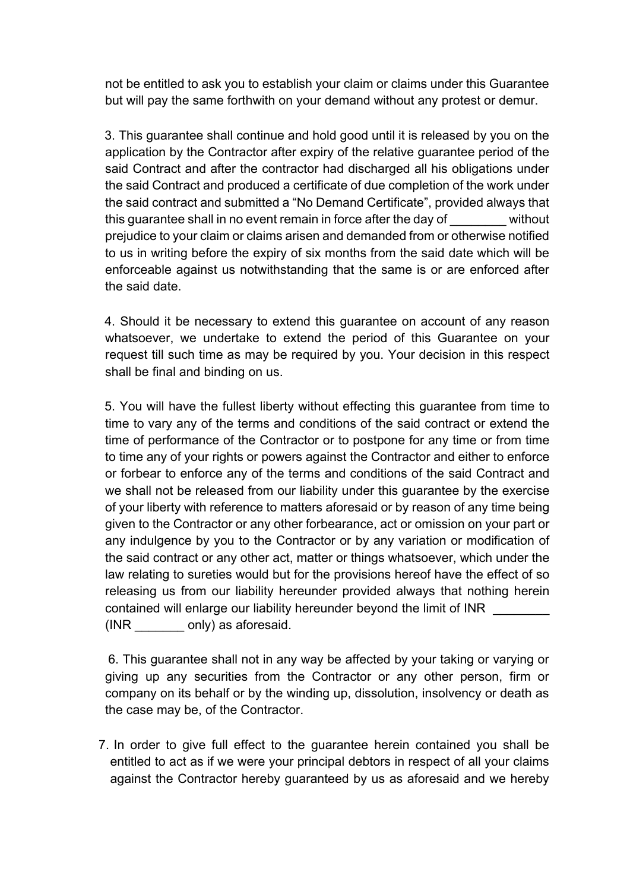not be entitled to ask you to establish your claim or claims under this Guarantee but will pay the same forthwith on your demand without any protest or demur.

3. This guarantee shall continue and hold good until it is released by you on the application by the Contractor after expiry of the relative guarantee period of the said Contract and after the contractor had discharged all his obligations under the said Contract and produced a certificate of due completion of the work under the said contract and submitted a "No Demand Certificate", provided always that this guarantee shall in no event remain in force after the day of ________ without prejudice to your claim or claims arisen and demanded from or otherwise notified to us in writing before the expiry of six months from the said date which will be enforceable against us notwithstanding that the same is or are enforced after the said date.

4. Should it be necessary to extend this guarantee on account of any reason whatsoever, we undertake to extend the period of this Guarantee on your request till such time as may be required by you. Your decision in this respect shall be final and binding on us.

5. You will have the fullest liberty without effecting this guarantee from time to time to vary any of the terms and conditions of the said contract or extend the time of performance of the Contractor or to postpone for any time or from time to time any of your rights or powers against the Contractor and either to enforce or forbear to enforce any of the terms and conditions of the said Contract and we shall not be released from our liability under this guarantee by the exercise of your liberty with reference to matters aforesaid or by reason of any time being given to the Contractor or any other forbearance, act or omission on your part or any indulgence by you to the Contractor or by any variation or modification of the said contract or any other act, matter or things whatsoever, which under the law relating to sureties would but for the provisions hereof have the effect of so releasing us from our liability hereunder provided always that nothing herein contained will enlarge our liability hereunder beyond the limit of INR ________ (INR _______ only) as aforesaid.

6. This guarantee shall not in any way be affected by your taking or varying or giving up any securities from the Contractor or any other person, firm or company on its behalf or by the winding up, dissolution, insolvency or death as the case may be, of the Contractor.

7. In order to give full effect to the guarantee herein contained you shall be entitled to act as if we were your principal debtors in respect of all your claims against the Contractor hereby guaranteed by us as aforesaid and we hereby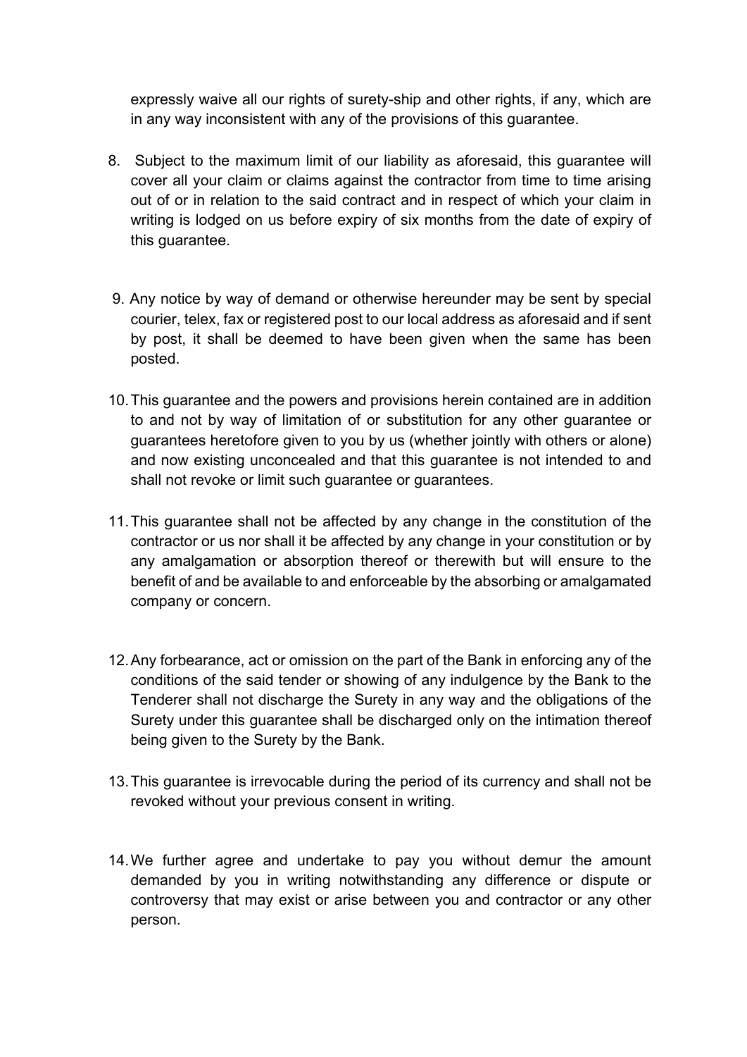expressly waive all our rights of surety-ship and other rights, if any, which are in any way inconsistent with any of the provisions of this guarantee.

8. Subject to the maximum limit of our liability as aforesaid, this guarantee will cover all your claim or claims against the contractor from time to time arising out of or in relation to the said contract and in respect of which your claim in writing is lodged on us before expiry of six months from the date of expiry of this guarantee.

9. Any notice by way of demand or otherwise hereunder may be sent by special courier, telex, fax or registered post to our local address as aforesaid and if sent by post, it shall be deemed to have been given when the same has been posted.

10. This guarantee and the powers and provisions herein contained are in addition to and not by way of limitation of or substitution for any other guarantee or guarantees heretofore given to you by us (whether jointly with others or alone) and now existing unconcealed and that this guarantee is not intended to and shall not revoke or limit such guarantee or guarantees.

11. This guarantee shall not be affected by any change in the constitution of the contractor or us nor shall it be affected by any change in your constitution or by any amalgamation or absorption thereof or therewith but will ensure to the benefit of and be available to and enforceable by the absorbing or amalgamated company or concern.

12. Any forbearance, act or omission on the part of the Bank in enforcing any of the conditions of the said tender or showing of any indulgence by the Bank to the Tenderer shall not discharge the Surety in any way and the obligations of the Surety under this guarantee shall be discharged only on the intimation thereof being given to the Surety by the Bank.

13. This guarantee is irrevocable during the period of its currency and shall not be revoked without your previous consent in writing.

14. We further agree and undertake to pay you without demur the amount demanded by you in writing notwithstanding any difference or dispute or controversy that may exist or arise between you and contractor or any other person.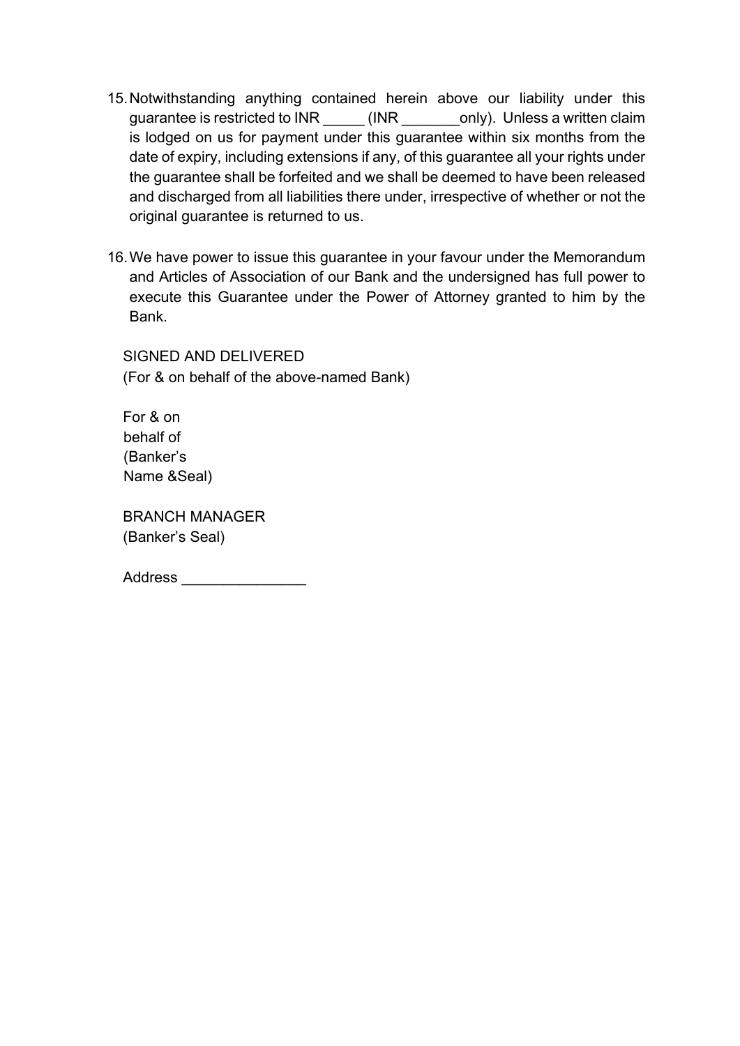15. Notwithstanding anything contained herein above our liability under this guarantee is restricted to INR _____ (INR _______only). Unless a written claim is lodged on us for payment under this guarantee within six months from the date of expiry, including extensions if any, of this guarantee all your rights under the guarantee shall be forfeited and we shall be deemed to have been released and discharged from all liabilities there under, irrespective of whether or not the original guarantee is returned to us.

16. We have power to issue this guarantee in your favour under the Memorandum and Articles of Association of our Bank and the undersigned has full power to execute this Guarantee under the Power of Attorney granted to him by the Bank.

SIGNED AND DELIVERED
(For & on behalf of the above-named Bank)

For & on
behalf of
(Banker's
Name &Seal)

BRANCH MANAGER
(Banker's Seal)

Address _______________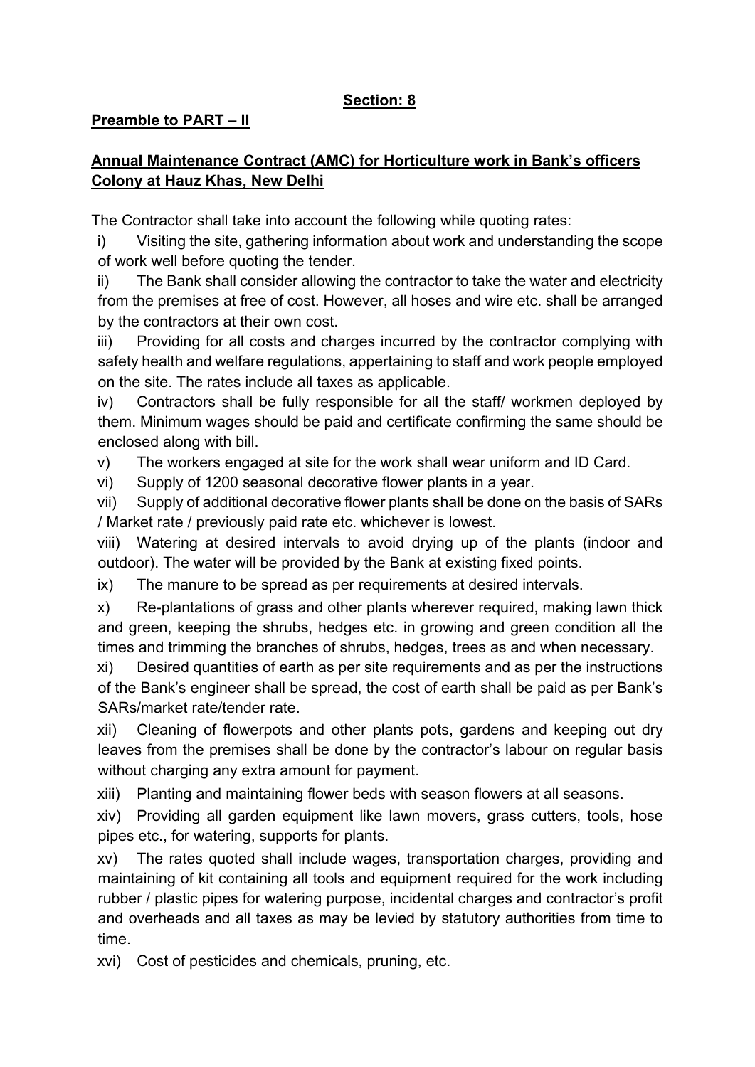**Section: 8**

**Preamble to PART – II**

**Annual Maintenance Contract (AMC) for Horticulture work in Bank's officers Colony at Hauz Khas, New Delhi**

The Contractor shall take into account the following while quoting rates:

i) Visiting the site, gathering information about work and understanding the scope of work well before quoting the tender.

ii) The Bank shall consider allowing the contractor to take the water and electricity from the premises at free of cost. However, all hoses and wire etc. shall be arranged by the contractors at their own cost.

iii) Providing for all costs and charges incurred by the contractor complying with safety health and welfare regulations, appertaining to staff and work people employed on the site. The rates include all taxes as applicable.

iv) Contractors shall be fully responsible for all the staff/ workmen deployed by them. Minimum wages should be paid and certificate confirming the same should be enclosed along with bill.

v) The workers engaged at site for the work shall wear uniform and ID Card.

vi) Supply of 1200 seasonal decorative flower plants in a year.

vii) Supply of additional decorative flower plants shall be done on the basis of SARs / Market rate / previously paid rate etc. whichever is lowest.

viii) Watering at desired intervals to avoid drying up of the plants (indoor and outdoor). The water will be provided by the Bank at existing fixed points.

ix) The manure to be spread as per requirements at desired intervals.

x) Re-plantations of grass and other plants wherever required, making lawn thick and green, keeping the shrubs, hedges etc. in growing and green condition all the times and trimming the branches of shrubs, hedges, trees as and when necessary.

xi) Desired quantities of earth as per site requirements and as per the instructions of the Bank's engineer shall be spread, the cost of earth shall be paid as per Bank's SARs/market rate/tender rate.

xii) Cleaning of flowerpots and other plants pots, gardens and keeping out dry leaves from the premises shall be done by the contractor's labour on regular basis without charging any extra amount for payment.

xiii) Planting and maintaining flower beds with season flowers at all seasons.

xiv) Providing all garden equipment like lawn movers, grass cutters, tools, hose pipes etc., for watering, supports for plants.

xv) The rates quoted shall include wages, transportation charges, providing and maintaining of kit containing all tools and equipment required for the work including rubber / plastic pipes for watering purpose, incidental charges and contractor's profit and overheads and all taxes as may be levied by statutory authorities from time to time.

xvi) Cost of pesticides and chemicals, pruning, etc.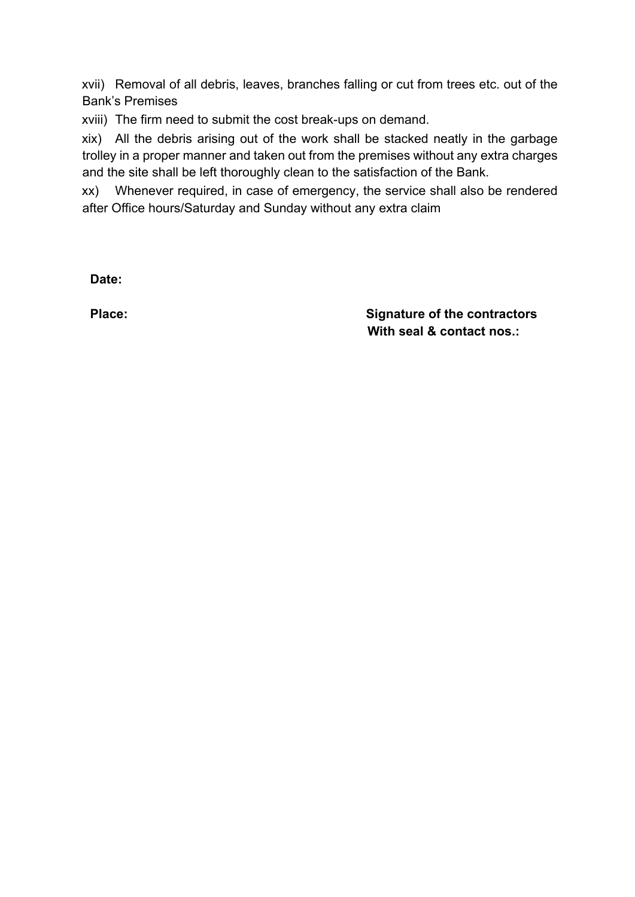xvii) Removal of all debris, leaves, branches falling or cut from trees etc. out of the Bank's Premises

xviii) The firm need to submit the cost break-ups on demand.

xix) All the debris arising out of the work shall be stacked neatly in the garbage trolley in a proper manner and taken out from the premises without any extra charges and the site shall be left thoroughly clean to the satisfaction of the Bank.

xx) Whenever required, in case of emergency, the service shall also be rendered after Office hours/Saturday and Sunday without any extra claim

**Date:**

**Place:**

**Signature of the contractors**
**With seal & contact nos.:**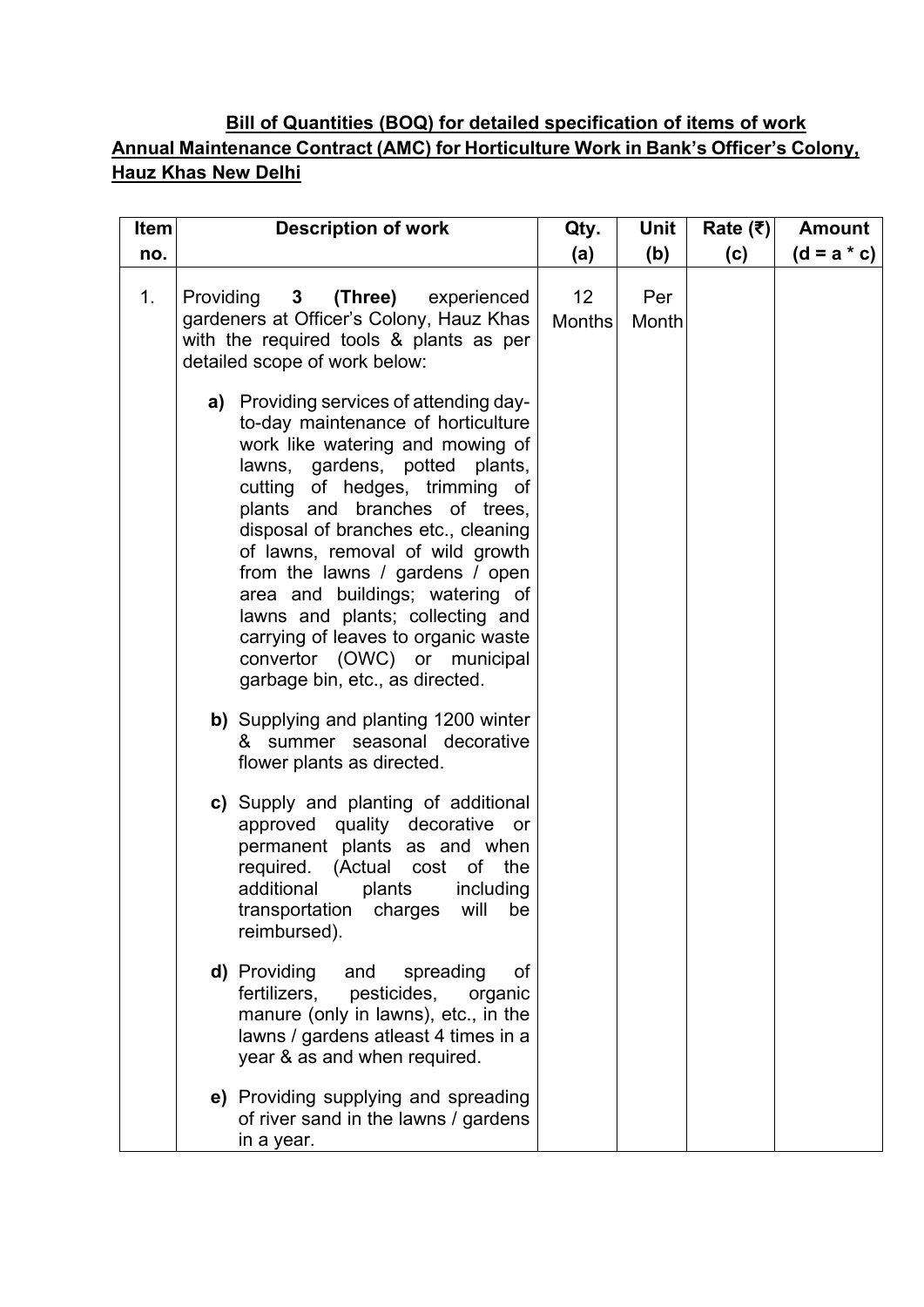**Bill of Quantities (BOQ) for detailed specification of items of work**

**Annual Maintenance Contract (AMC) for Horticulture Work in Bank's Officer's Colony, Hauz Khas New Delhi**

| Item no. | Description of work | Qty. (a) | Unit (b) | Rate (₹) (c) | Amount (d = a * c) |
|---|---|---|---|---|---|
| 1. | Providing **3 (Three)** experienced gardeners at Officer's Colony, Hauz Khas with the required tools & plants as per detailed scope of work below:<br><br>**a)** Providing services of attending day-to-day maintenance of horticulture work like watering and mowing of lawns, gardens, potted plants, cutting of hedges, trimming of plants and branches of trees, disposal of branches etc., cleaning of lawns, removal of wild growth from the lawns / gardens / open area and buildings; watering of lawns and plants; collecting and carrying of leaves to organic waste convertor (OWC) or municipal garbage bin, etc., as directed.<br><br>**b)** Supplying and planting 1200 winter & summer seasonal decorative flower plants as directed.<br><br>**c)** Supply and planting of additional approved quality decorative or permanent plants as and when required. (Actual cost of the additional plants including transportation charges will be reimbursed).<br><br>**d)** Providing and spreading of fertilizers, pesticides, organic manure (only in lawns), etc., in the lawns / gardens atleast 4 times in a year & as and when required.<br><br>**e)** Providing supplying and spreading of river sand in the lawns / gardens in a year. | 12 Months | Per Month | | |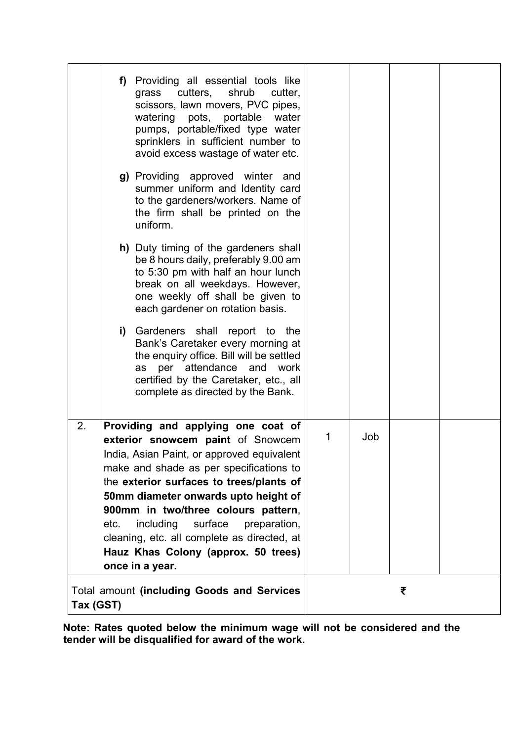| | | | | | |
|---|---|---|---|---|---|
| | **f)** Providing all essential tools like grass cutters, shrub cutter, scissors, lawn movers, PVC pipes, watering pots, portable water pumps, portable/fixed type water sprinklers in sufficient number to avoid excess wastage of water etc.<br><br>**g)** Providing approved winter and summer uniform and Identity card to the gardeners/workers. Name of the firm shall be printed on the uniform.<br><br>**h)** Duty timing of the gardeners shall be 8 hours daily, preferably 9.00 am to 5:30 pm with half an hour lunch break on all weekdays. However, one weekly off shall be given to each gardener on rotation basis.<br><br>**i)** Gardeners shall report to the Bank's Caretaker every morning at the enquiry office. Bill will be settled as per attendance and work certified by the Caretaker, etc., all complete as directed by the Bank. | | | | |
| 2. | **Providing and applying one coat of exterior snowcem paint** of Snowcem India, Asian Paint, or approved equivalent make and shade as per specifications to the **exterior surfaces to trees/plants of 50mm diameter onwards upto height of 900mm in two/three colours pattern**, etc. including surface preparation, cleaning, etc. all complete as directed, at **Hauz Khas Colony (approx. 50 trees) once in a year.** | 1 | Job | | |
| Total amount **(including Goods and Services Tax (GST)** | | ₹ | | | |

**Note: Rates quoted below the minimum wage will not be considered and the tender will be disqualified for award of the work.**